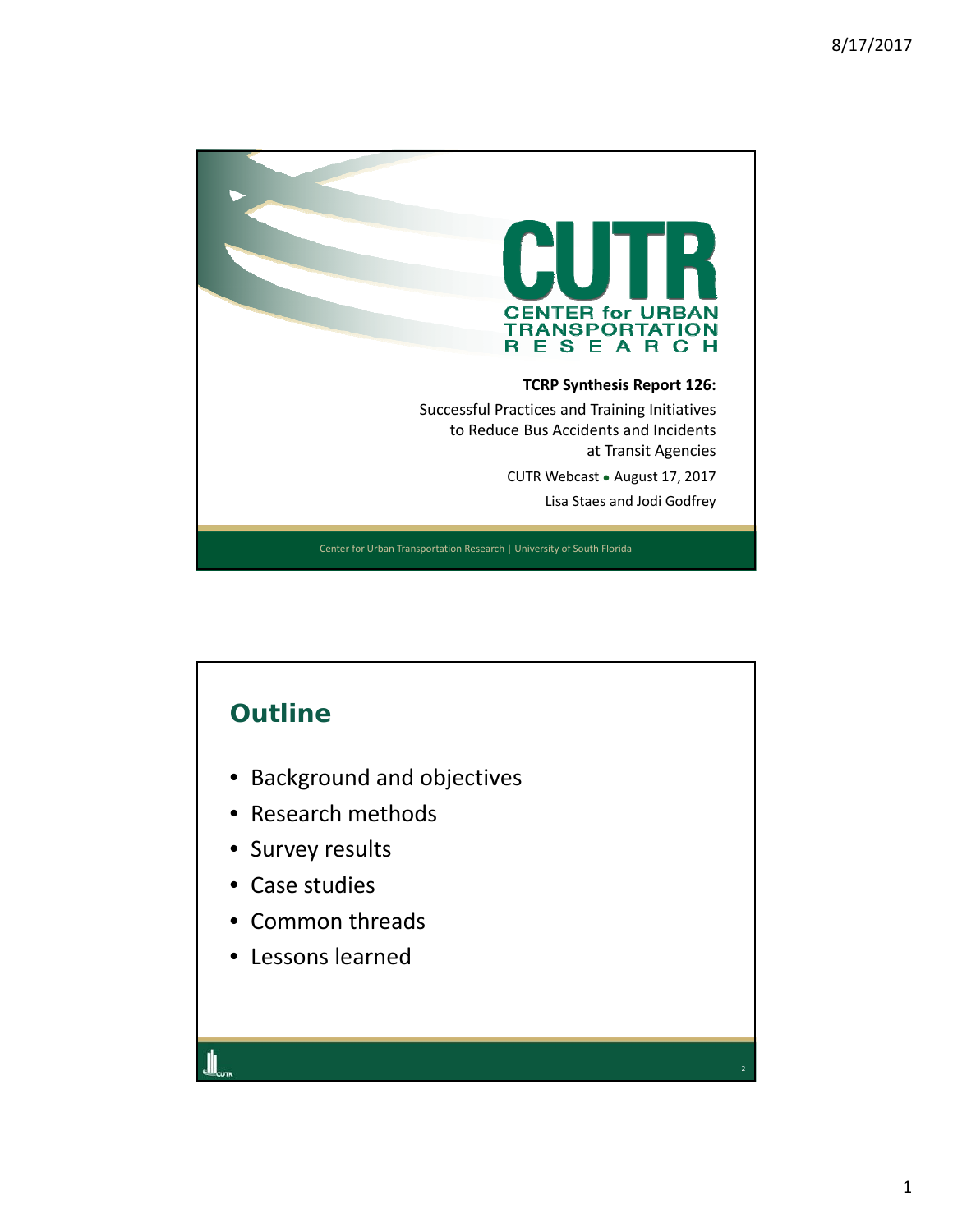# CUTR

CENTER for URBAN TRANSPORTATION RESEARCH

**TCRP Synthesis Report 126:**

Successful Practices and Training Initiatives to Reduce Bus Accidents and Incidents at Transit Agencies

CUTR Webcast • August 17, 2017

Lisa Staes and Jodi Godfrey

Center for Urban Transportation Research | University of South Florida

## Outline

- Background and objectives
- Research methods
- Survey results
- Case studies
- Common threads
- Lessons learned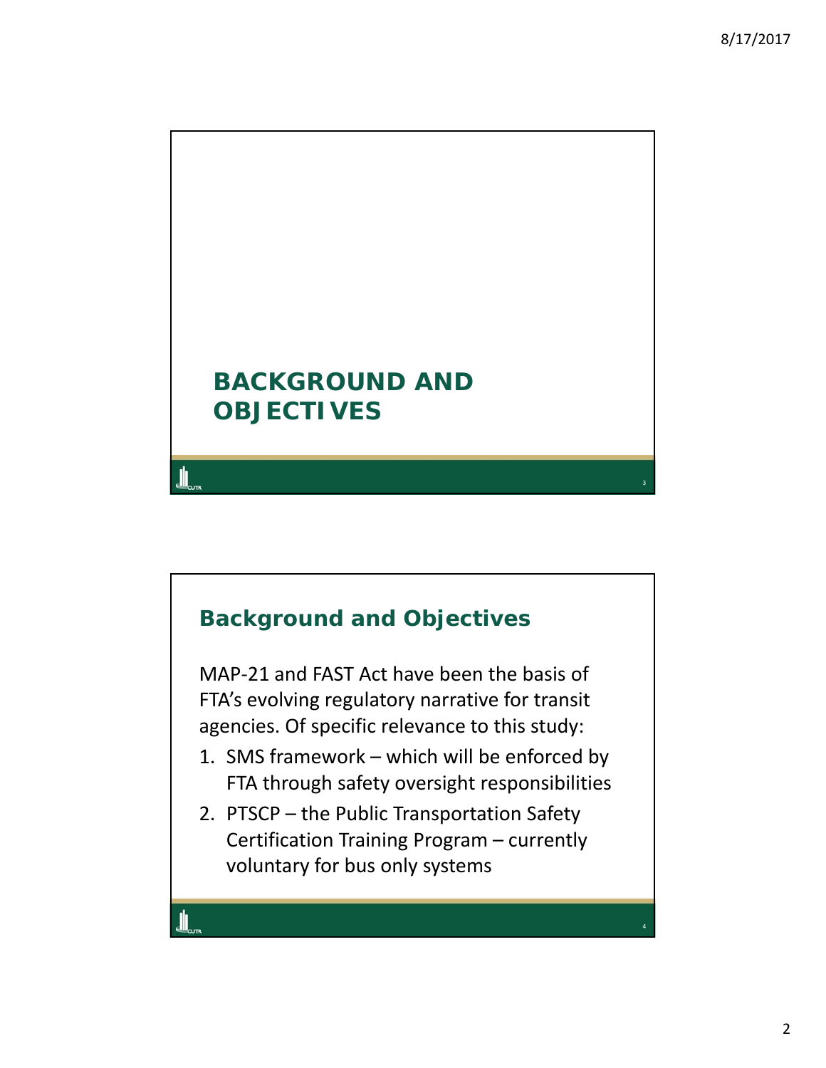# BACKGROUND AND OBJECTIVES

## Background and Objectives

MAP-21 and FAST Act have been the basis of FTA's evolving regulatory narrative for transit agencies. Of specific relevance to this study:

1. SMS framework – which will be enforced by FTA through safety oversight responsibilities
2. PTSCP – the Public Transportation Safety Certification Training Program – currently voluntary for bus only systems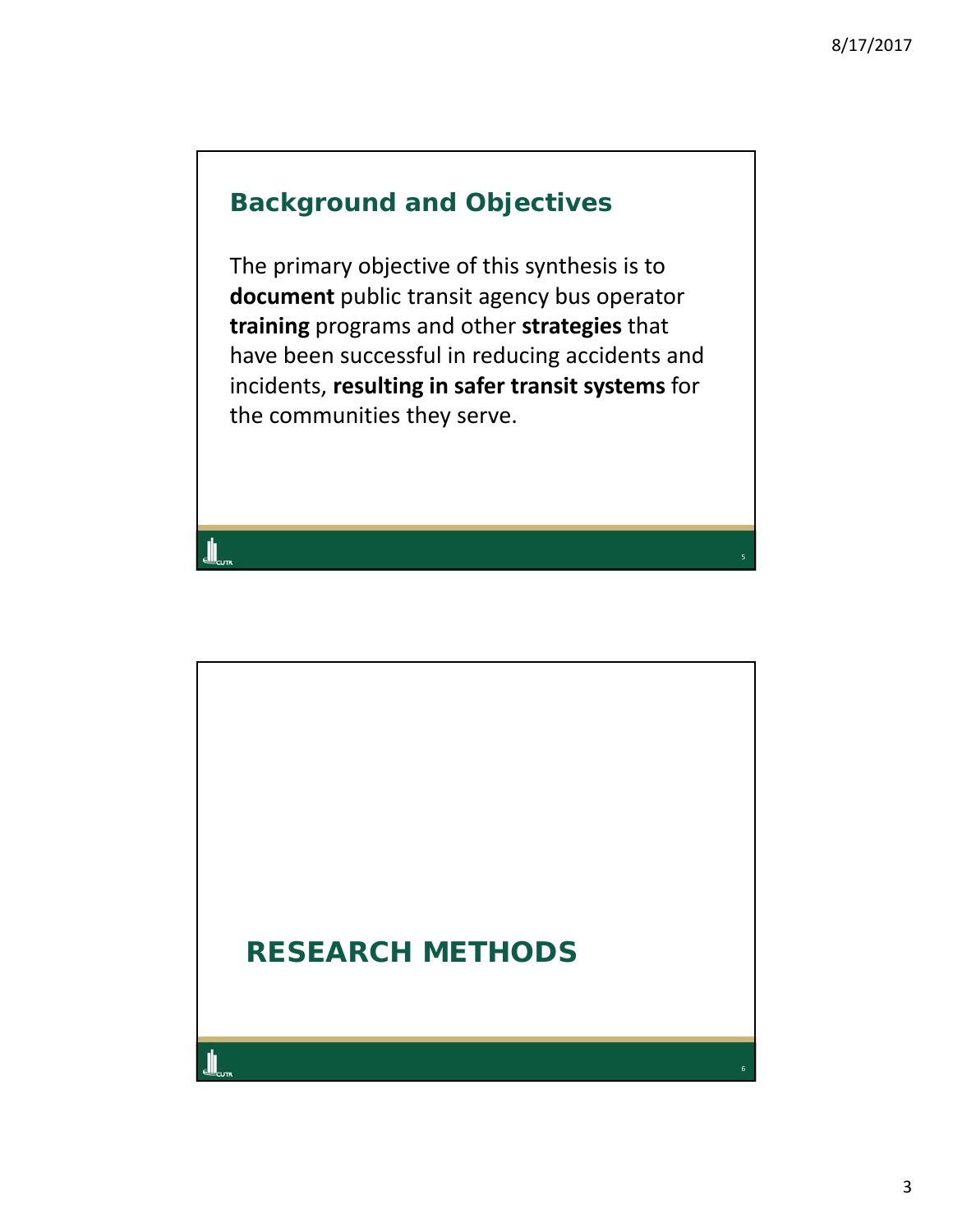## Background and Objectives

The primary objective of this synthesis is to **document** public transit agency bus operator **training** programs and other **strategies** that have been successful in reducing accidents and incidents, **resulting in safer transit systems** for the communities they serve.

## RESEARCH METHODS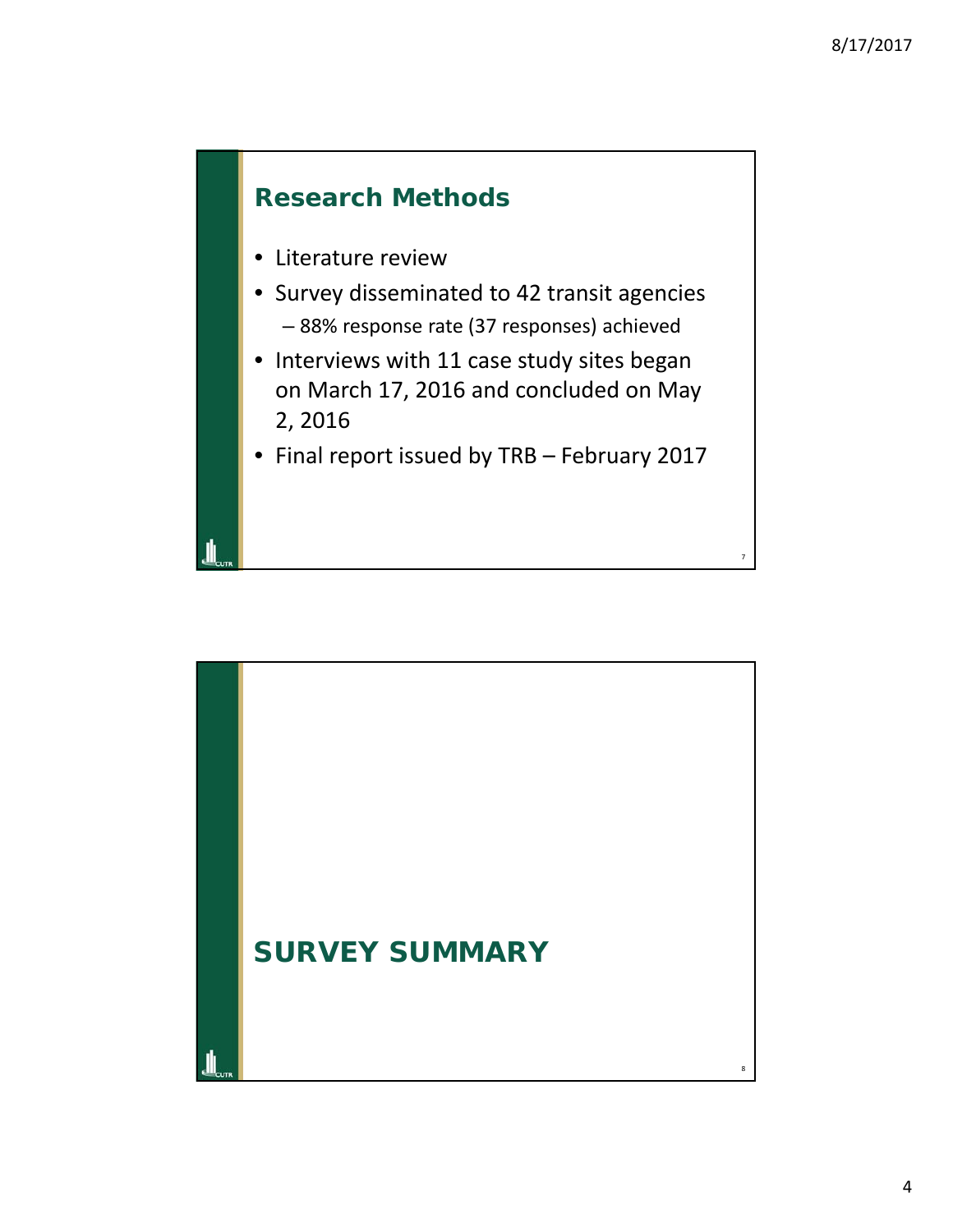## Research Methods

- Literature review
- Survey disseminated to 42 transit agencies
  - 88% response rate (37 responses) achieved
- Interviews with 11 case study sites began on March 17, 2016 and concluded on May 2, 2016
- Final report issued by TRB – February 2017

## SURVEY SUMMARY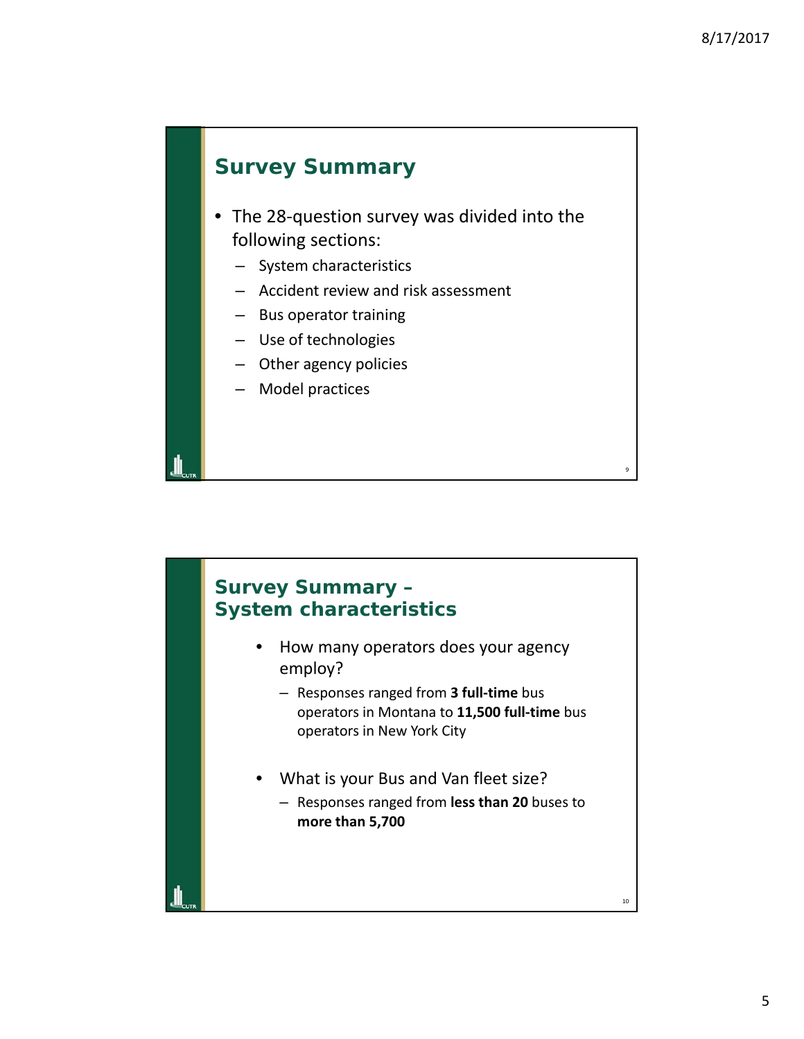## Survey Summary

- The 28-question survey was divided into the following sections:
  - System characteristics
  - Accident review and risk assessment
  - Bus operator training
  - Use of technologies
  - Other agency policies
  - Model practices

## Survey Summary – System characteristics

- How many operators does your agency employ?
  - Responses ranged from **3 full-time** bus operators in Montana to **11,500 full-time** bus operators in New York City
- What is your Bus and Van fleet size?
  - Responses ranged from **less than 20** buses to **more than 5,700**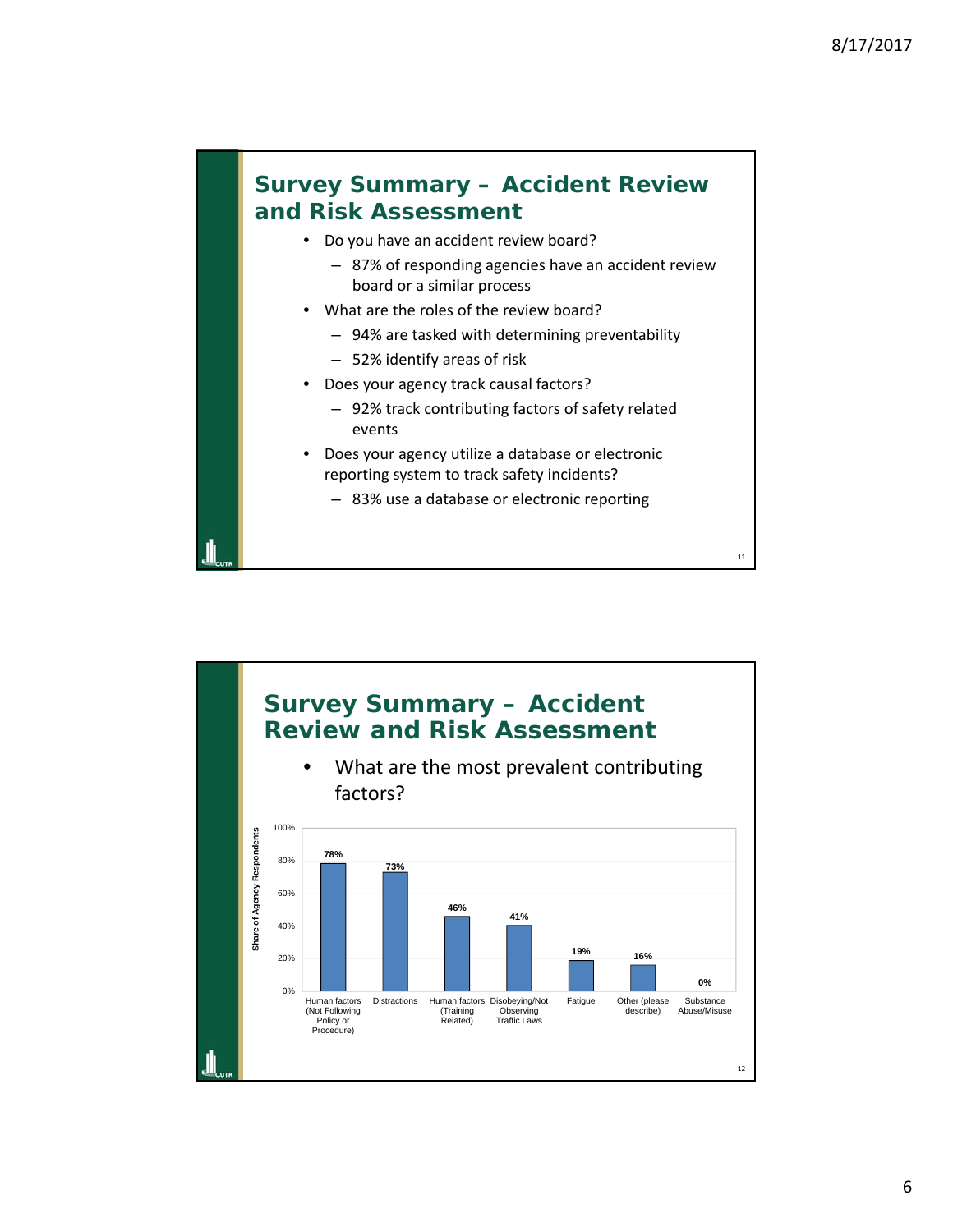## Survey Summary – Accident Review and Risk Assessment

- Do you have an accident review board?
  - 87% of responding agencies have an accident review board or a similar process
- What are the roles of the review board?
  - 94% are tasked with determining preventability
  - 52% identify areas of risk
- Does your agency track causal factors?
  - 92% track contributing factors of safety related events
- Does your agency utilize a database or electronic reporting system to track safety incidents?
  - 83% use a database or electronic reporting

## Survey Summary – Accident Review and Risk Assessment

- What are the most prevalent contributing factors?

| Contributing Factor | Share of Agency Respondents |
|---|---|
| Human factors (Not Following Policy or Procedure) | 78% |
| Distractions | 73% |
| Human factors (Training Related) | 46% |
| Disobeying/Not Observing Traffic Laws | 41% |
| Fatigue | 19% |
| Other (please describe) | 16% |
| Substance Abuse/Misuse | 0% |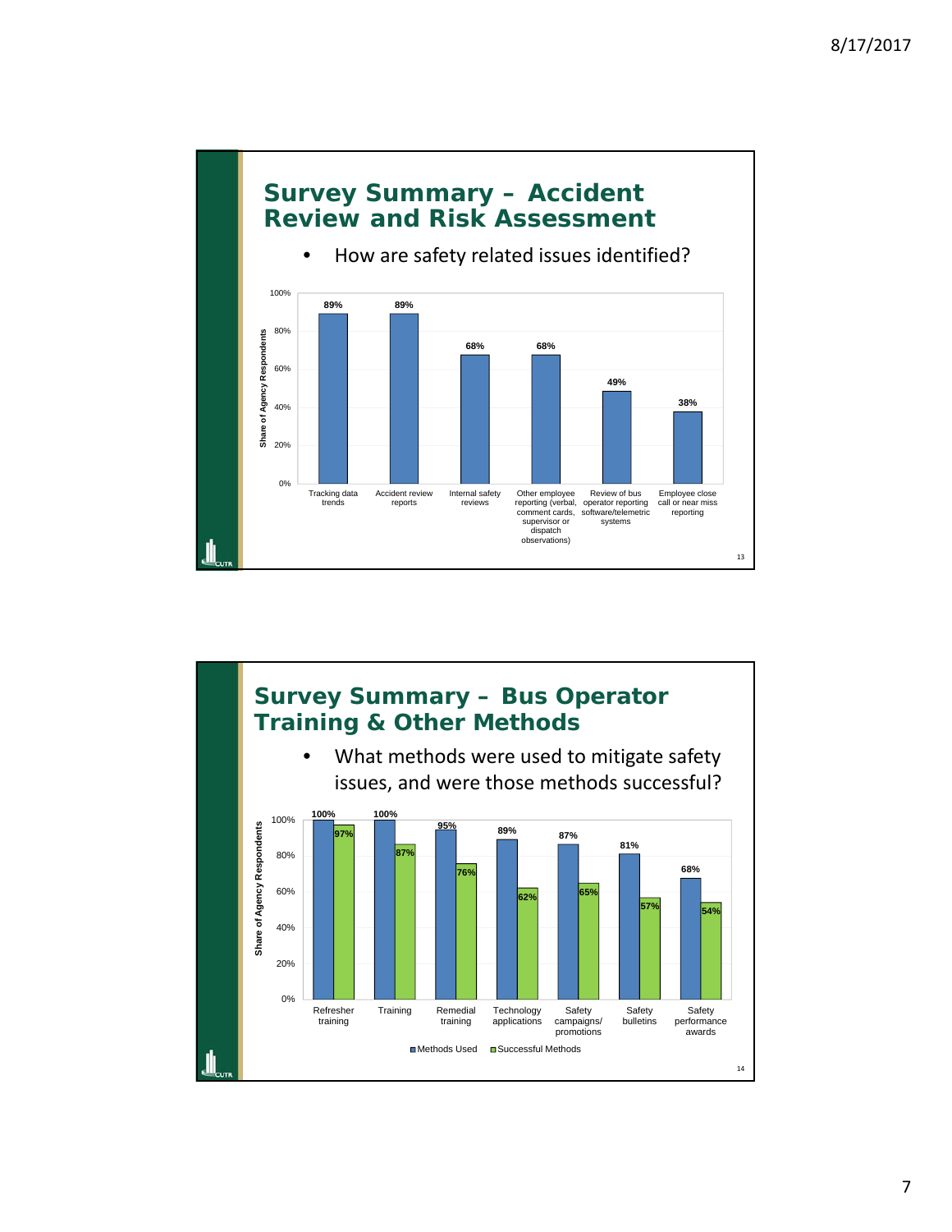## Survey Summary – Accident Review and Risk Assessment

- How are safety related issues identified?

| Method | Share of Agency Respondents |
| --- | --- |
| Tracking data trends | 89% |
| Accident review reports | 89% |
| Internal safety reviews | 68% |
| Other employee reporting (verbal, comment cards, supervisor or dispatch observations) | 68% |
| Review of bus operator reporting software/telemetric systems | 49% |
| Employee close call or near miss reporting | 38% |

## Survey Summary – Bus Operator Training & Other Methods

- What methods were used to mitigate safety issues, and were those methods successful?

| Method | Methods Used | Successful Methods |
| --- | --- | --- |
| Refresher training | 100% | 97% |
| Training | 100% | 87% |
| Remedial training | 95% | 76% |
| Technology applications | 89% | 62% |
| Safety campaigns/ promotions | 87% | 65% |
| Safety bulletins | 81% | 57% |
| Safety performance awards | 68% | 54% |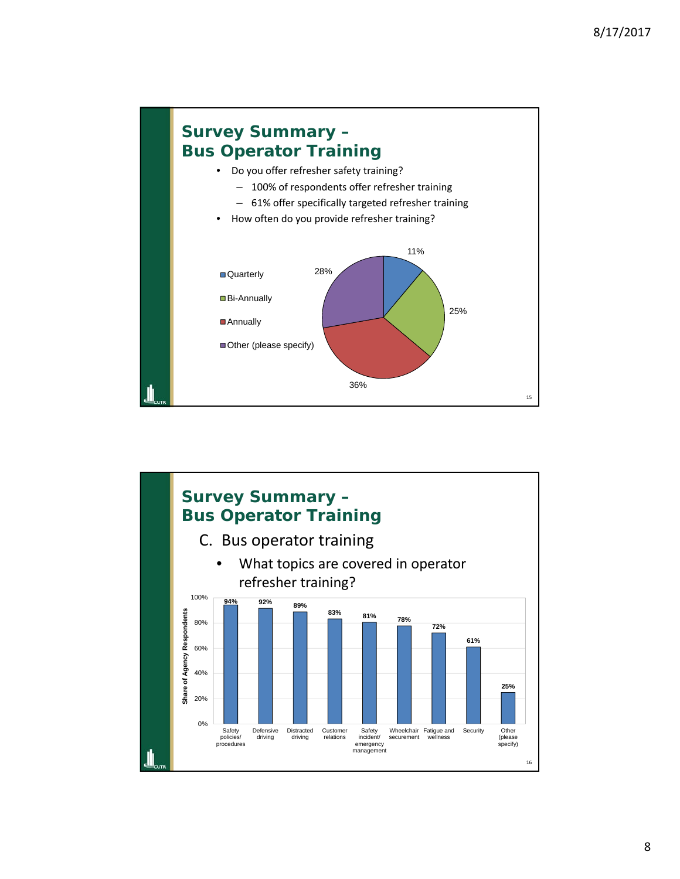## Survey Summary – Bus Operator Training

- Do you offer refresher safety training?
  - 100% of respondents offer refresher training
  - 61% offer specifically targeted refresher training
- How often do you provide refresher training?

| Frequency | Share |
|---|---|
| Quarterly | 11% |
| Bi-Annually | 25% |
| Annually | 36% |
| Other (please specify) | 28% |

## Survey Summary – Bus Operator Training

C. Bus operator training

- What topics are covered in operator refresher training?

| Topic | Share of Agency Respondents |
|---|---|
| Safety policies/ procedures | 94% |
| Defensive driving | 92% |
| Distracted driving | 89% |
| Customer relations | 83% |
| Safety incident/ emergency management | 81% |
| Wheelchair securement | 78% |
| Fatigue and wellness | 72% |
| Security | 61% |
| Other (please specify) | 25% |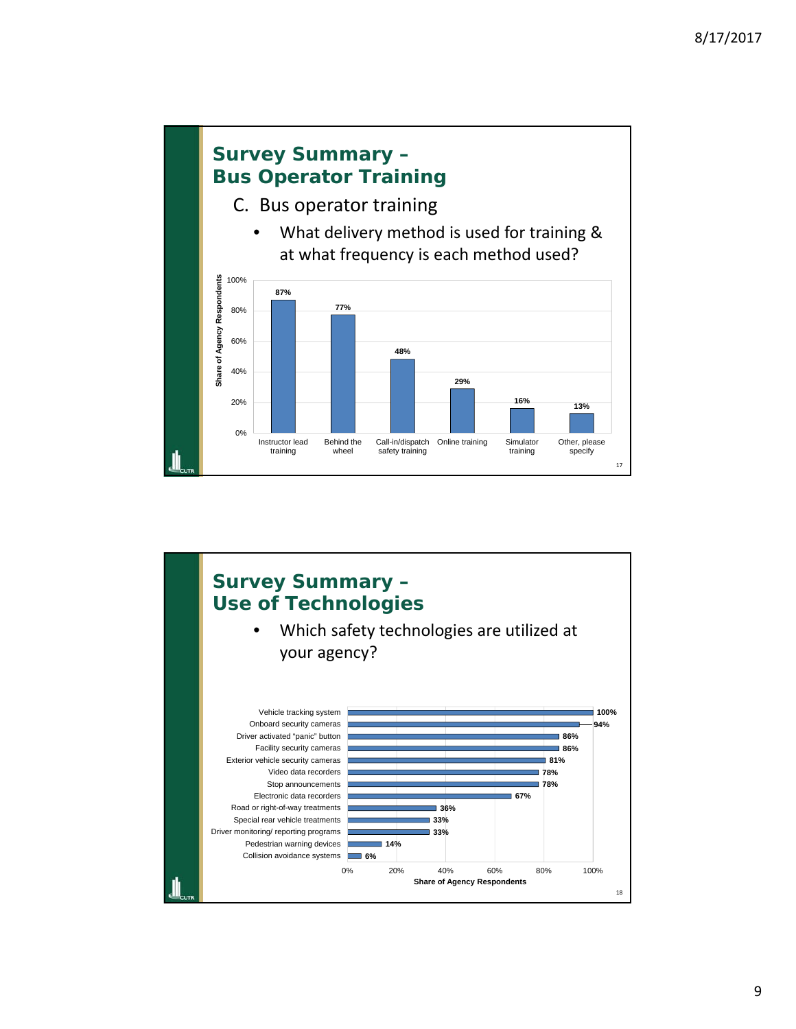## Survey Summary – Bus Operator Training

C. Bus operator training

- What delivery method is used for training & at what frequency is each method used?

| Delivery method | Share of Agency Respondents |
|---|---|
| Instructor lead training | 87% |
| Behind the wheel | 77% |
| Call-in/dispatch safety training | 48% |
| Online training | 29% |
| Simulator training | 16% |
| Other, please specify | 13% |

## Survey Summary – Use of Technologies

- Which safety technologies are utilized at your agency?

| Technology | Share of Agency Respondents |
|---|---|
| Vehicle tracking system | 100% |
| Onboard security cameras | 94% |
| Driver activated "panic" button | 86% |
| Facility security cameras | 86% |
| Exterior vehicle security cameras | 81% |
| Video data recorders | 78% |
| Stop announcements | 78% |
| Electronic data recorders | 67% |
| Road or right-of-way treatments | 36% |
| Special rear vehicle treatments | 33% |
| Driver monitoring/ reporting programs | 33% |
| Pedestrian warning devices | 14% |
| Collision avoidance systems | 6% |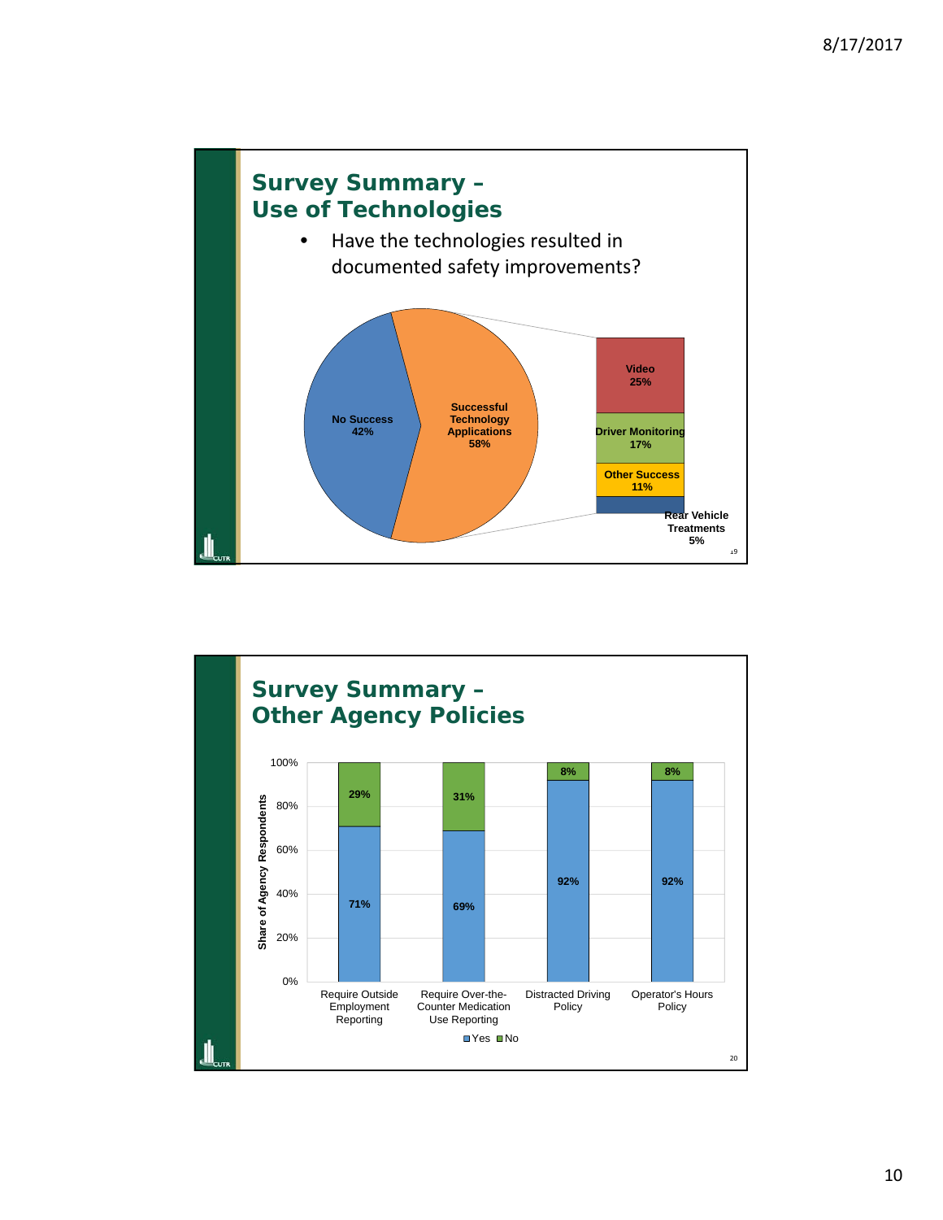## Survey Summary – Use of Technologies

- Have the technologies resulted in documented safety improvements?

| Category | Share |
| --- | --- |
| No Success | 42% |
| Successful Technology Applications | 58% |
| Video | 25% |
| Driver Monitoring | 17% |
| Other Success | 11% |
| Rear Vehicle Treatments | 5% |

## Survey Summary – Other Agency Policies

Share of Agency Respondents

| Policy | Yes | No |
| --- | --- | --- |
| Require Outside Employment Reporting | 71% | 29% |
| Require Over-the-Counter Medication Use Reporting | 69% | 31% |
| Distracted Driving Policy | 92% | 8% |
| Operator's Hours Policy | 92% | 8% |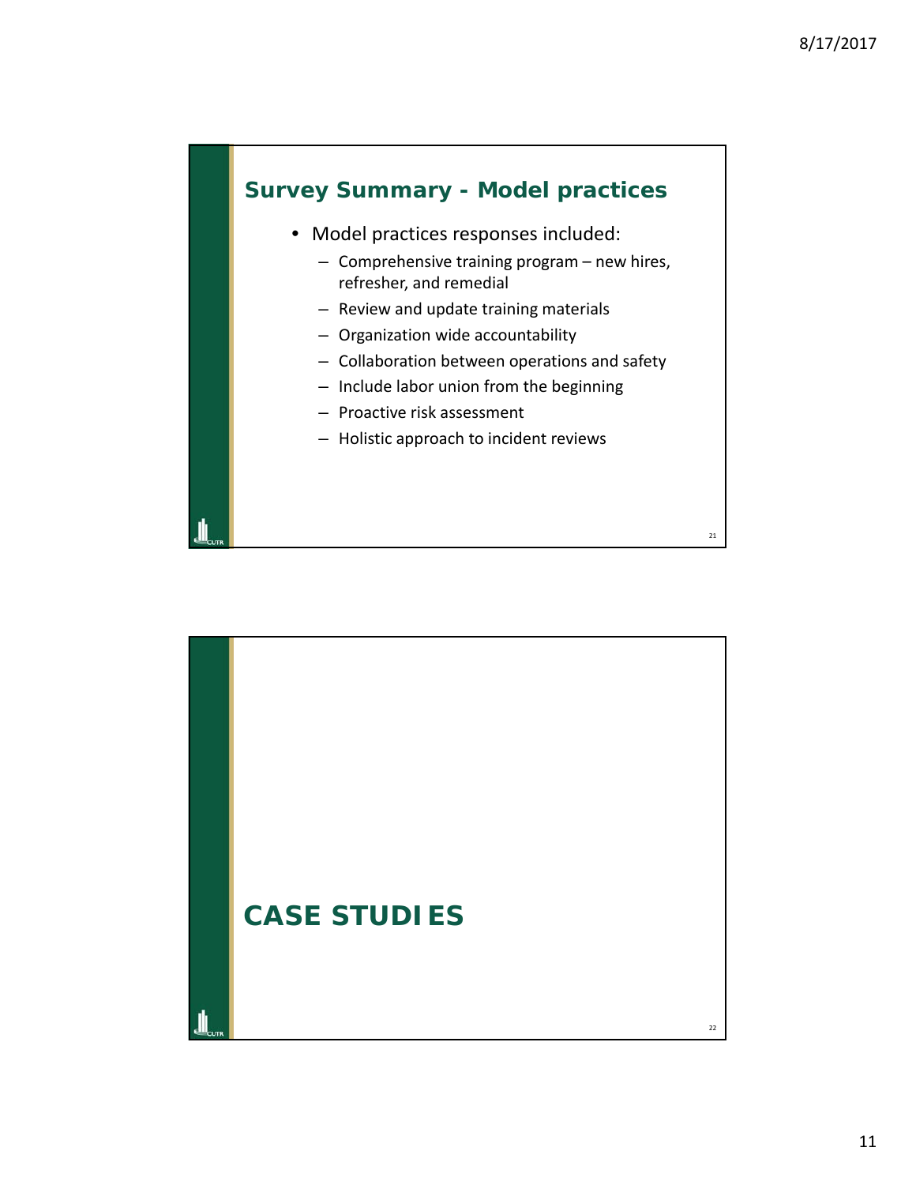## Survey Summary - Model practices

- Model practices responses included:
  - Comprehensive training program – new hires, refresher, and remedial
  - Review and update training materials
  - Organization wide accountability
  - Collaboration between operations and safety
  - Include labor union from the beginning
  - Proactive risk assessment
  - Holistic approach to incident reviews

## CASE STUDIES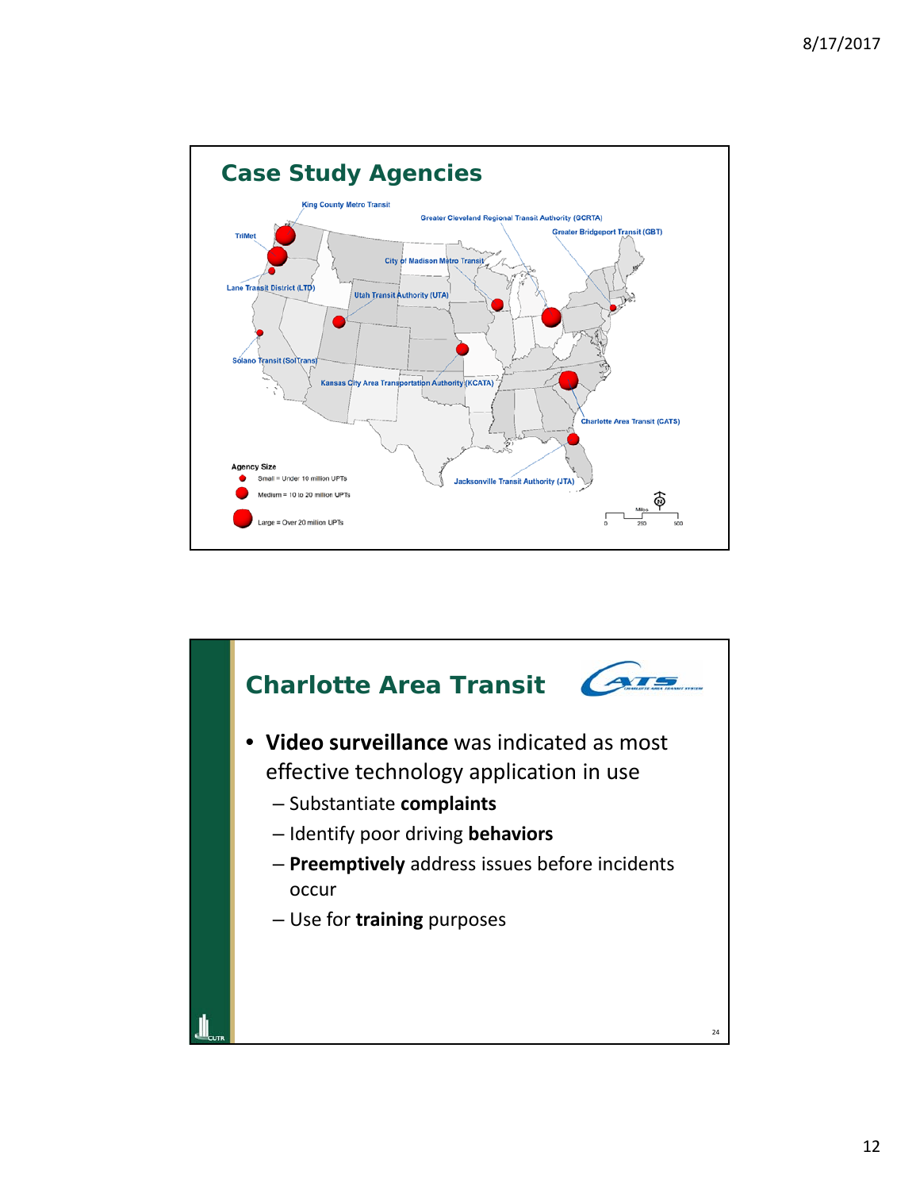## Case Study Agencies

King County Metro Transit

Greater Cleveland Regional Transit Authority (GCRTA)

Greater Bridgeport Transit (GBT)

TriMet

City of Madison Metro Transit

Lane Transit District (LTD)

Utah Transit Authority (UTA)

Solano Transit (SolTrans)

Kansas City Area Transportation Authority (KCATA)

Charlotte Area Transit (CATS)

Jacksonville Transit Authority (JTA)

Agency Size

- Small = Under 10 million UPTs
- Medium = 10 to 20 million UPTs
- Large = Over 20 million UPTs

## Charlotte Area Transit

- **Video surveillance** was indicated as most effective technology application in use
  - Substantiate **complaints**
  - Identify poor driving **behaviors**
  - **Preemptively** address issues before incidents occur
  - Use for **training** purposes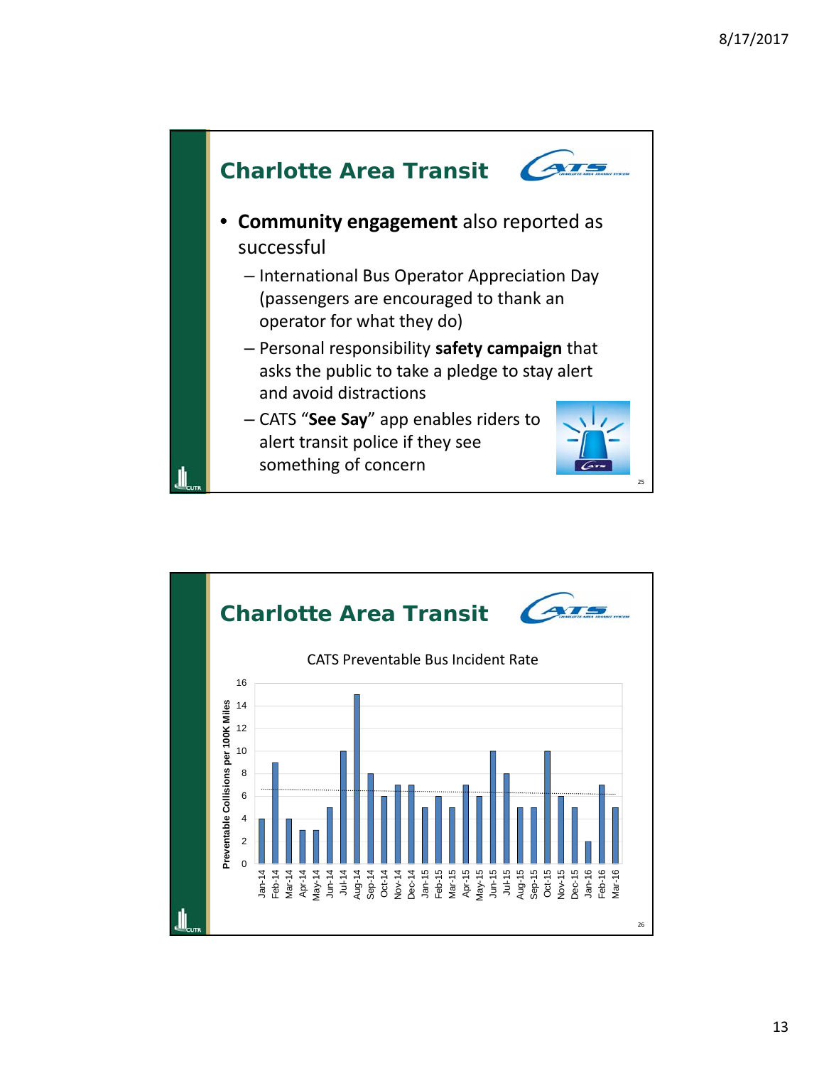## Charlotte Area Transit

- **Community engagement** also reported as successful
  - International Bus Operator Appreciation Day (passengers are encouraged to thank an operator for what they do)
  - Personal responsibility **safety campaign** that asks the public to take a pledge to stay alert and avoid distractions
  - CATS "**See Say**" app enables riders to alert transit police if they see something of concern

## Charlotte Area Transit

CATS Preventable Bus Incident Rate

| Month | Preventable Collisions per 100K Miles |
|---|---|
| Jan-14 | 4 |
| Feb-14 | 9 |
| Mar-14 | 4 |
| Apr-14 | 3 |
| May-14 | 3 |
| Jun-14 | 5 |
| Jul-14 | 10 |
| Aug-14 | 15 |
| Sep-14 | 8 |
| Oct-14 | 6 |
| Nov-14 | 7 |
| Dec-14 | 7 |
| Jan-15 | 5 |
| Feb-15 | 6 |
| Mar-15 | 5 |
| Apr-15 | 7 |
| May-15 | 6 |
| Jun-15 | 10 |
| Jul-15 | 8 |
| Aug-15 | 5 |
| Sep-15 | 5 |
| Oct-15 | 10 |
| Nov-15 | 6 |
| Dec-15 | 5 |
| Jan-16 | 2 |
| Feb-16 | 7 |
| Mar-16 | 5 |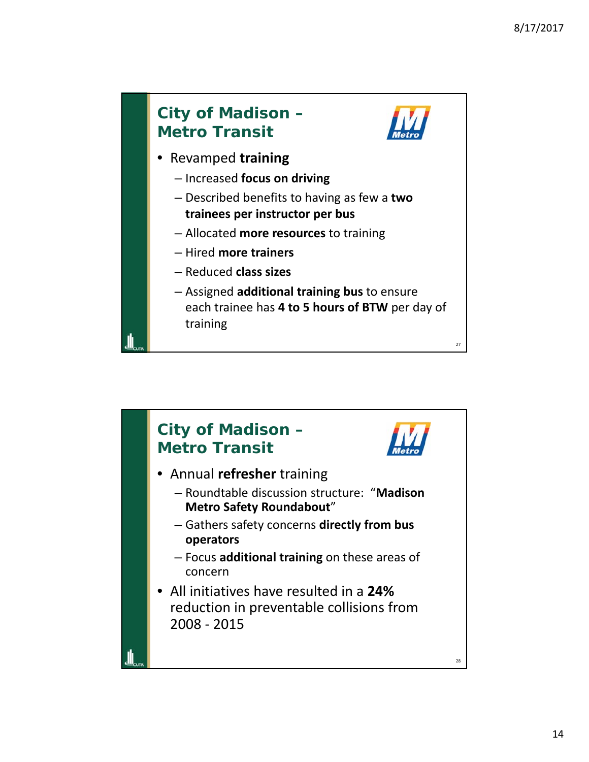## City of Madison – Metro Transit

- Revamped **training**
  - Increased **focus on driving**
  - Described benefits to having as few a **two trainees per instructor per bus**
  - Allocated **more resources** to training
  - Hired **more trainers**
  - Reduced **class sizes**
  - Assigned **additional training bus** to ensure each trainee has **4 to 5 hours of BTW** per day of training

## City of Madison – Metro Transit

- Annual **refresher** training
  - Roundtable discussion structure: "**Madison Metro Safety Roundabout**"
  - Gathers safety concerns **directly from bus operators**
  - Focus **additional training** on these areas of concern
- All initiatives have resulted in a **24%** reduction in preventable collisions from 2008 - 2015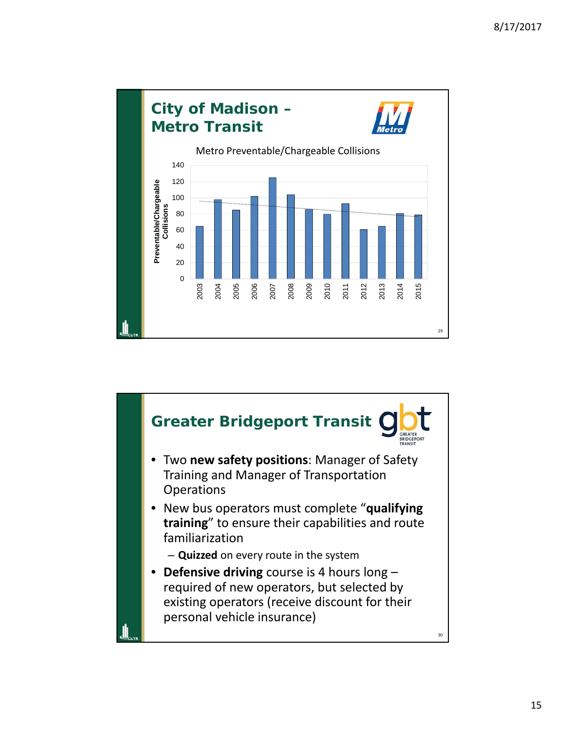## City of Madison – Metro Transit

Metro Preventable/Chargeable Collisions

| Year | Preventable/Chargeable Collisions |
|---|---|
| 2003 | 65 |
| 2004 | 98 |
| 2005 | 85 |
| 2006 | 102 |
| 2007 | 125 |
| 2008 | 104 |
| 2009 | 86 |
| 2010 | 80 |
| 2011 | 93 |
| 2012 | 61 |
| 2013 | 65 |
| 2014 | 81 |
| 2015 | 79 |

## Greater Bridgeport Transit

- Two **new safety positions**: Manager of Safety Training and Manager of Transportation Operations
- New bus operators must complete "**qualifying training**" to ensure their capabilities and route familiarization
  - **Quizzed** on every route in the system
- **Defensive driving** course is 4 hours long – required of new operators, but selected by existing operators (receive discount for their personal vehicle insurance)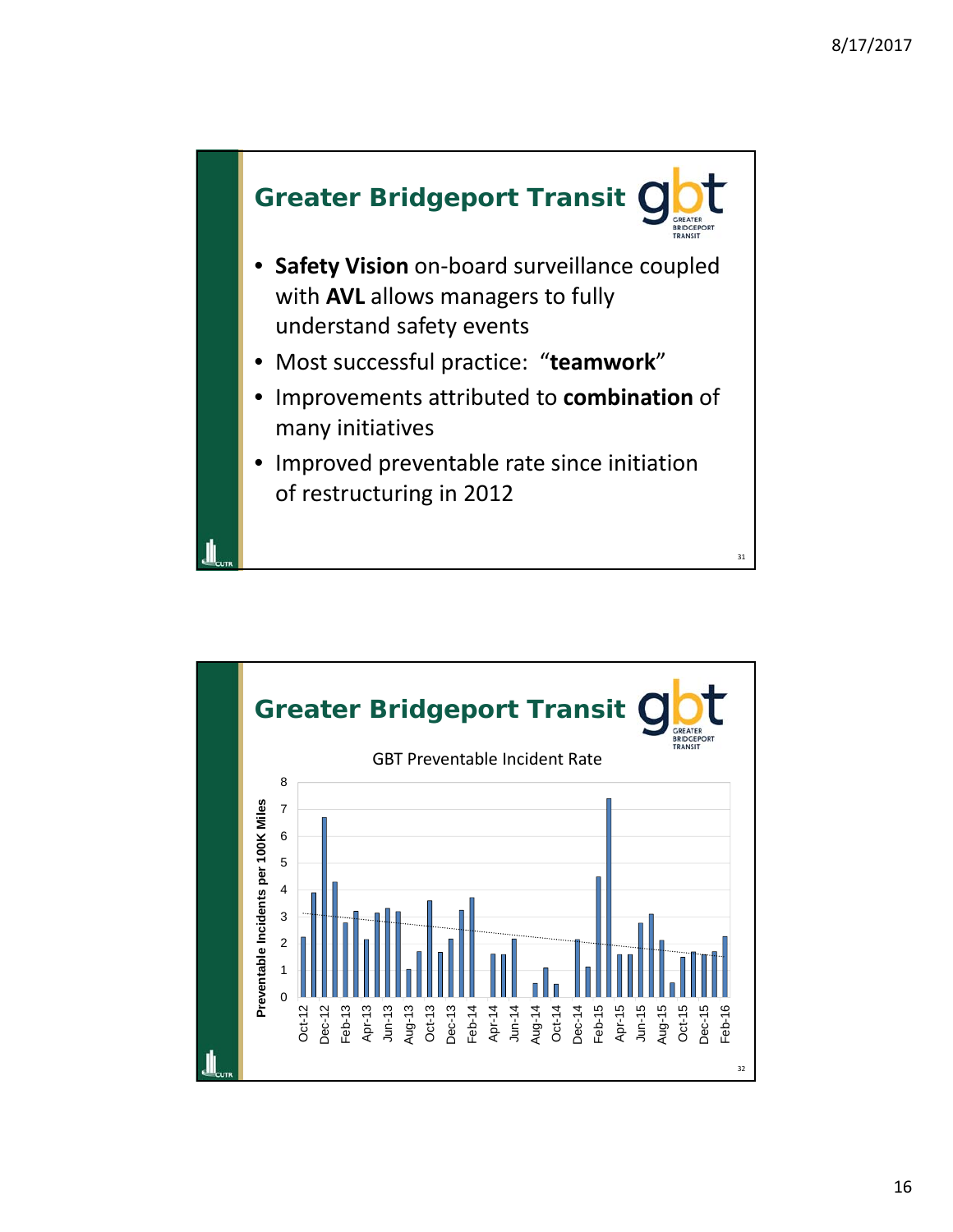## Greater Bridgeport Transit

- **Safety Vision** on-board surveillance coupled with **AVL** allows managers to fully understand safety events
- Most successful practice: "**teamwork**"
- Improvements attributed to **combination** of many initiatives
- Improved preventable rate since initiation of restructuring in 2012

## Greater Bridgeport Transit

GBT Preventable Incident Rate

Preventable Incidents per 100K Miles

Oct-12, Dec-12, Feb-13, Apr-13, Jun-13, Aug-13, Oct-13, Dec-13, Feb-14, Apr-14, Jun-14, Aug-14, Oct-14, Dec-14, Feb-15, Apr-15, Jun-15, Aug-15, Oct-15, Dec-15, Feb-16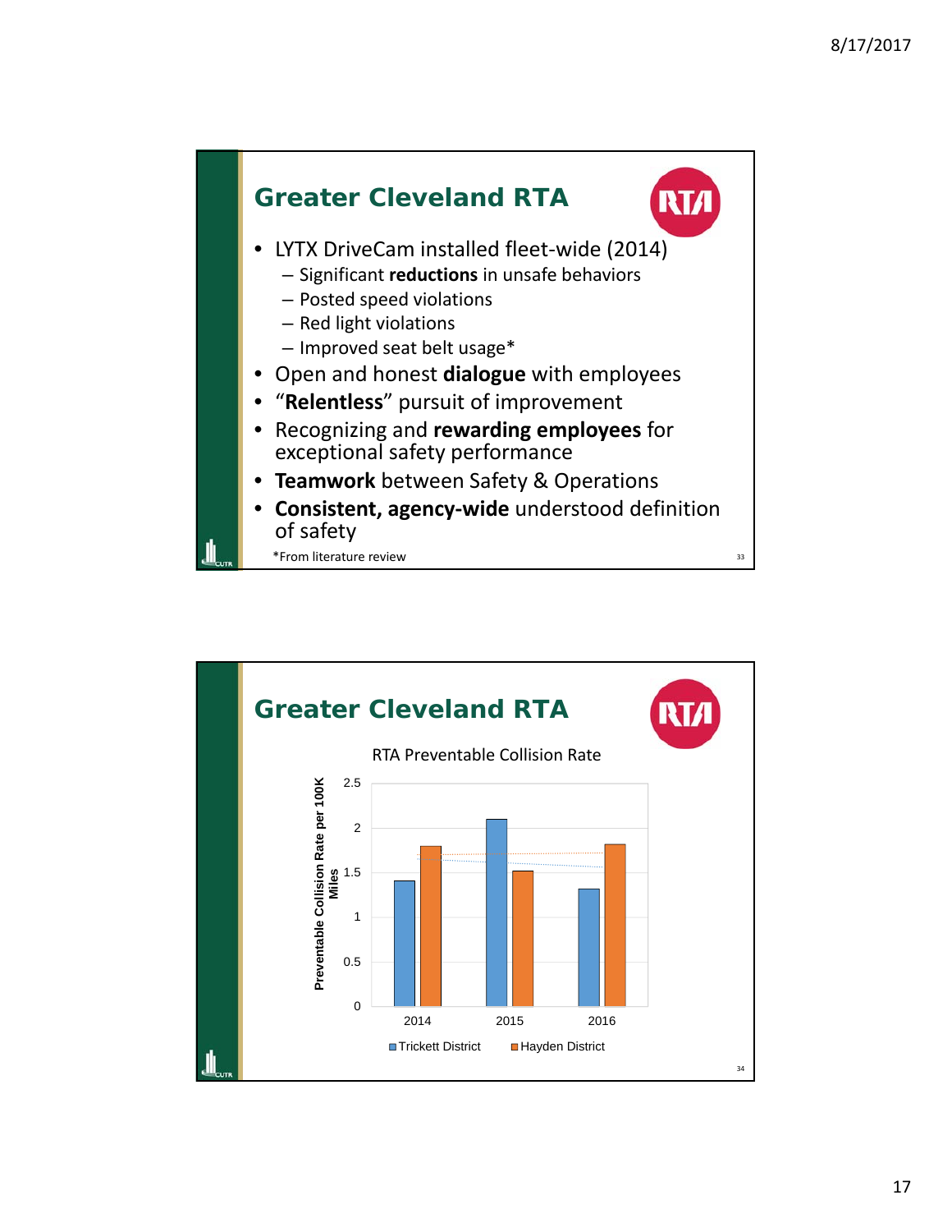## Greater Cleveland RTA

- LYTX DriveCam installed fleet-wide (2014)
  - Significant **reductions** in unsafe behaviors
  - Posted speed violations
  - Red light violations
  - Improved seat belt usage*
- Open and honest **dialogue** with employees
- "**Relentless**" pursuit of improvement
- Recognizing and **rewarding employees** for exceptional safety performance
- **Teamwork** between Safety & Operations
- **Consistent, agency-wide** understood definition of safety

*From literature review

## Greater Cleveland RTA

RTA Preventable Collision Rate

| Year | Trickett District | Hayden District |
|---|---|---|
| 2014 | 1.4 | 1.8 |
| 2015 | 2.1 | 1.52 |
| 2016 | 1.31 | 1.82 |

Preventable Collision Rate per 100K Miles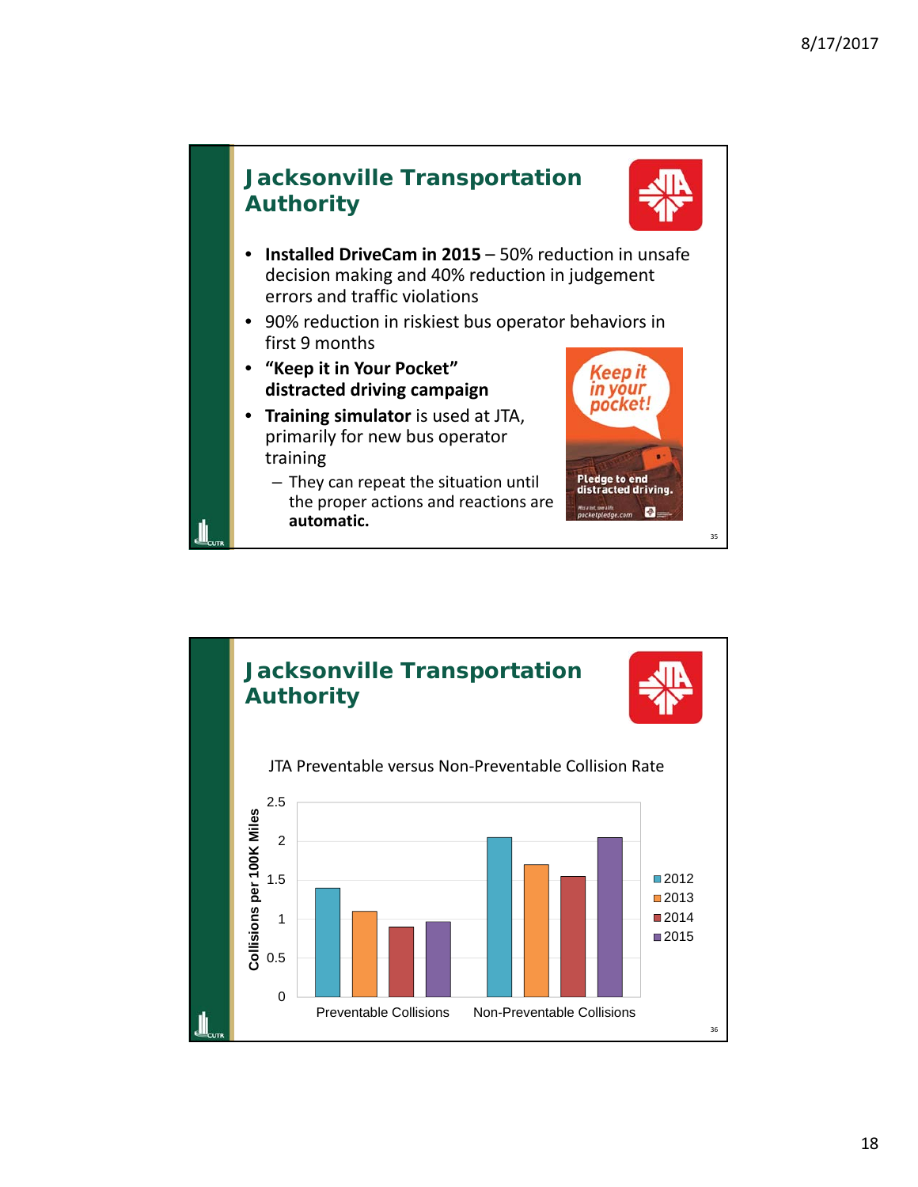## Jacksonville Transportation Authority

- **Installed DriveCam in 2015** – 50% reduction in unsafe decision making and 40% reduction in judgement errors and traffic violations
- 90% reduction in riskiest bus operator behaviors in first 9 months
- **"Keep it in Your Pocket" distracted driving campaign**
- **Training simulator** is used at JTA, primarily for new bus operator training
  - They can repeat the situation until the proper actions and reactions are **automatic.**

## Jacksonville Transportation Authority

JTA Preventable versus Non-Preventable Collision Rate

Collisions per 100K Miles

| | 2012 | 2013 | 2014 | 2015 |
|---|---|---|---|---|
| Preventable Collisions | 1.4 | 1.1 | 0.9 | 0.97 |
| Non-Preventable Collisions | 2.05 | 1.7 | 1.55 | 2.05 |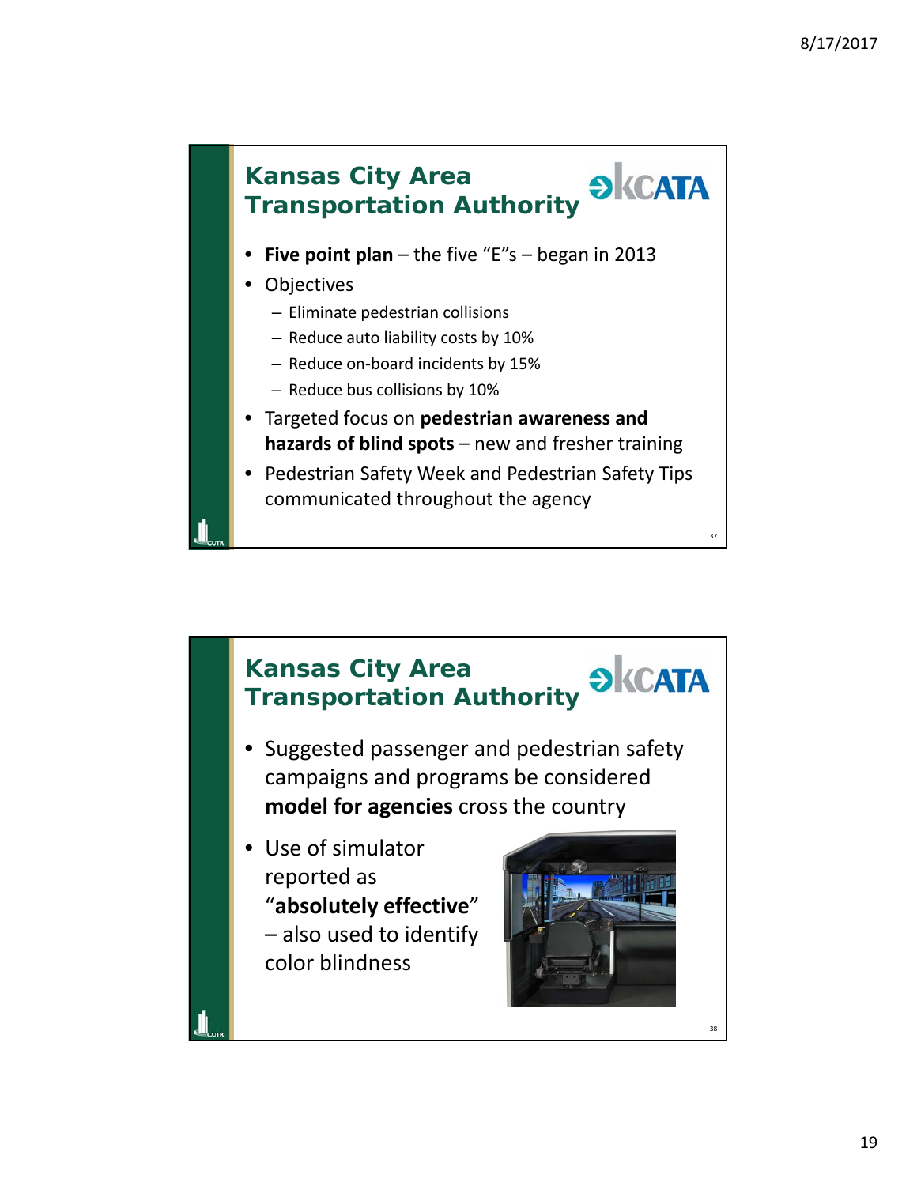## Kansas City Area Transportation Authority

- **Five point plan** – the five "E"s – began in 2013
- Objectives
  - Eliminate pedestrian collisions
  - Reduce auto liability costs by 10%
  - Reduce on-board incidents by 15%
  - Reduce bus collisions by 10%
- Targeted focus on **pedestrian awareness and hazards of blind spots** – new and fresher training
- Pedestrian Safety Week and Pedestrian Safety Tips communicated throughout the agency

## Kansas City Area Transportation Authority

- Suggested passenger and pedestrian safety campaigns and programs be considered **model for agencies** cross the country
- Use of simulator reported as "**absolutely effective**" – also used to identify color blindness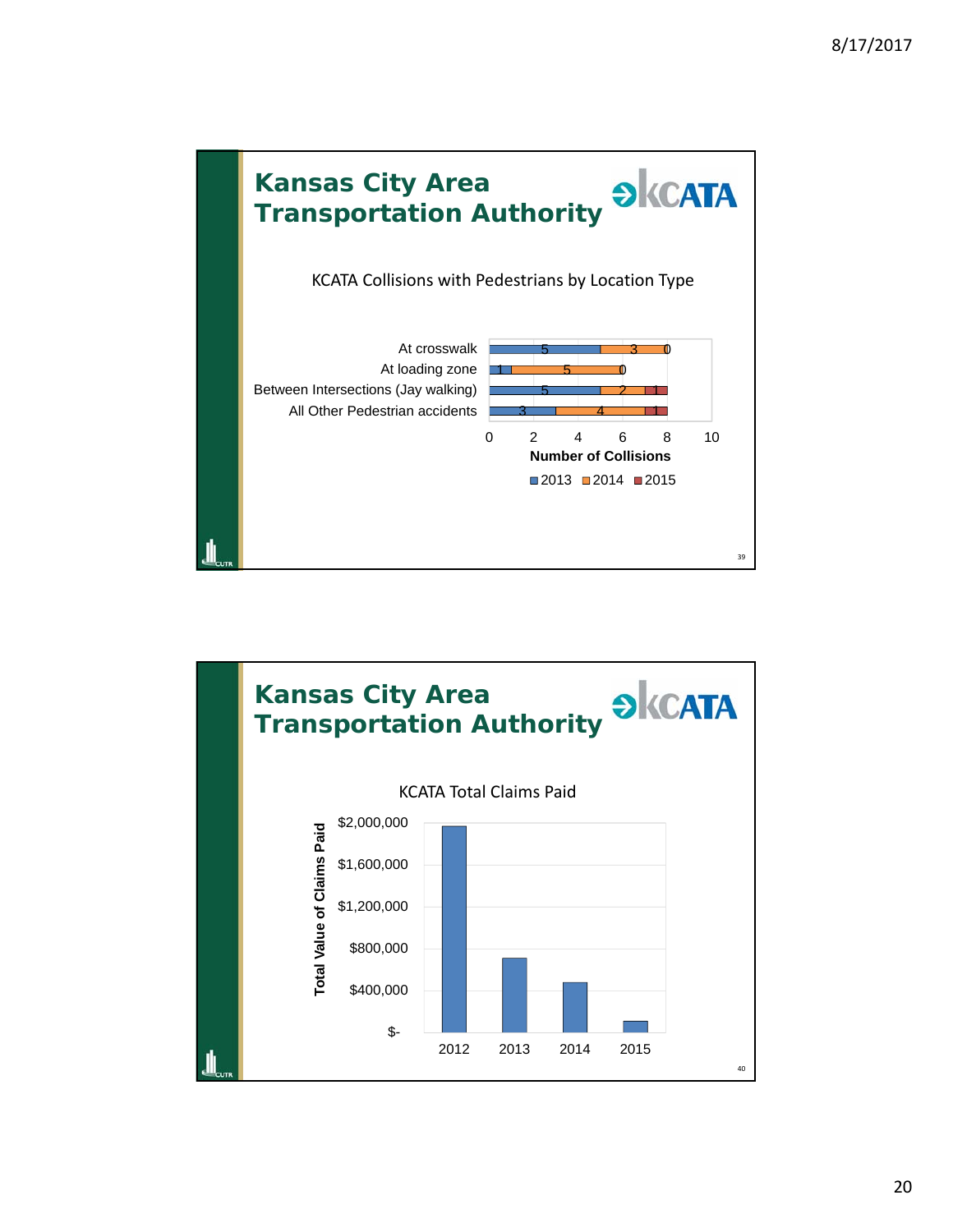## Kansas City Area Transportation Authority

KCATA Collisions with Pedestrians by Location Type

| Location Type | 2013 | 2014 | 2015 |
| --- | --- | --- | --- |
| At crosswalk | 5 | 3 | 0 |
| At loading zone | 1 | 5 | 0 |
| Between Intersections (Jay walking) | 5 | 2 | 1 |
| All Other Pedestrian accidents | 3 | 4 | 1 |

Number of Collisions

## Kansas City Area Transportation Authority

KCATA Total Claims Paid

Total Value of Claims Paid

| Year | Approximate Total Value of Claims Paid |
| --- | --- |
| 2012 | ~$1,970,000 |
| 2013 | ~$710,000 |
| 2014 | ~$480,000 |
| 2015 | ~$110,000 |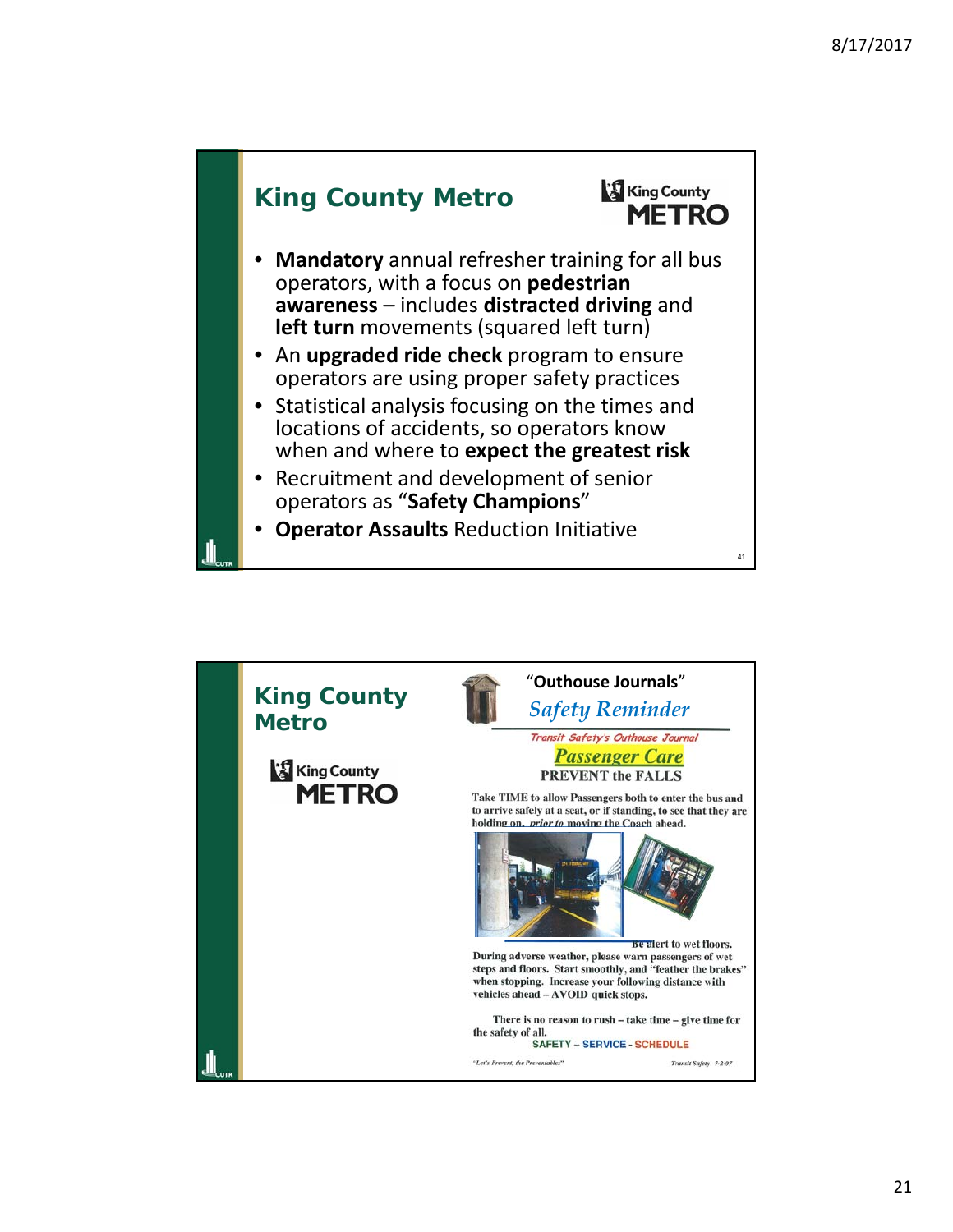## King County Metro

- **Mandatory** annual refresher training for all bus operators, with a focus on **pedestrian awareness** – includes **distracted driving** and **left turn** movements (squared left turn)
- An **upgraded ride check** program to ensure operators are using proper safety practices
- Statistical analysis focusing on the times and locations of accidents, so operators know when and where to **expect the greatest risk**
- Recruitment and development of senior operators as "**Safety Champions**"
- **Operator Assaults** Reduction Initiative

## King County Metro

"**Outhouse Journals**"

*Safety Reminder*

*Transit Safety's Outhouse Journal*

*Passenger Care*

PREVENT the FALLS

Take TIME to allow Passengers both to enter the bus and to arrive safely at a seat, or if standing, to see that they are holding on, *prior to* moving the Coach ahead.

Be alert to wet floors.

During adverse weather, please warn passengers of wet steps and floors. Start smoothly, and "feather the brakes" when stopping. Increase your following distance with vehicles ahead – AVOID quick stops.

There is no reason to rush – take time – give time for the safety of all.

SAFETY – SERVICE - SCHEDULE

*"Let's Prevent, the Preventables"* *Transit Safety 7-2-07*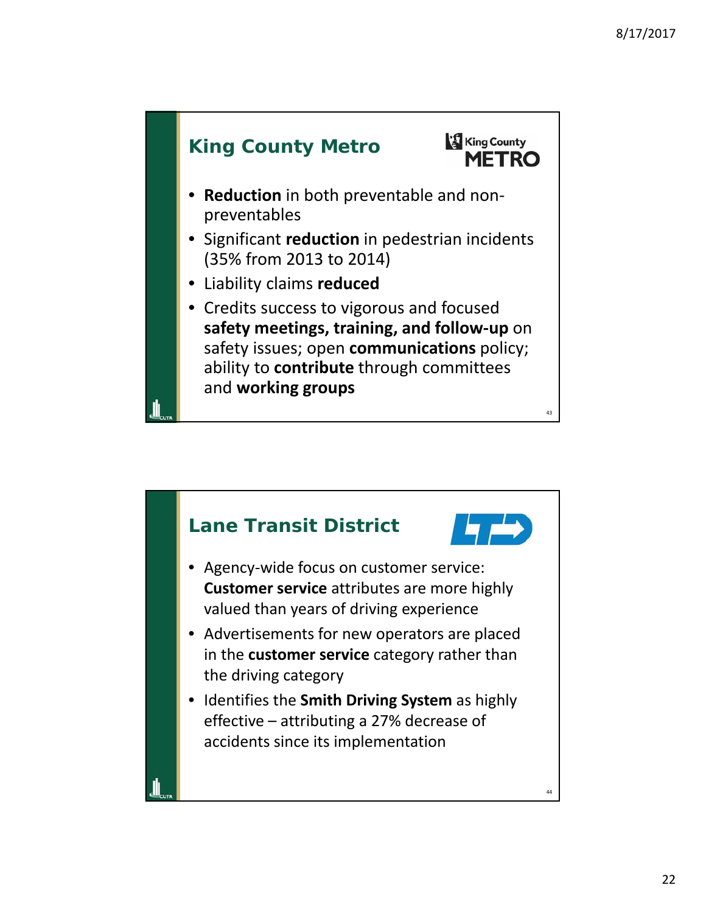## King County Metro

- **Reduction** in both preventable and non-preventables
- Significant **reduction** in pedestrian incidents (35% from 2013 to 2014)
- Liability claims **reduced**
- Credits success to vigorous and focused **safety meetings, training, and follow-up** on safety issues; open **communications** policy; ability to **contribute** through committees and **working groups**

## Lane Transit District

- Agency-wide focus on customer service: **Customer service** attributes are more highly valued than years of driving experience
- Advertisements for new operators are placed in the **customer service** category rather than the driving category
- Identifies the **Smith Driving System** as highly effective – attributing a 27% decrease of accidents since its implementation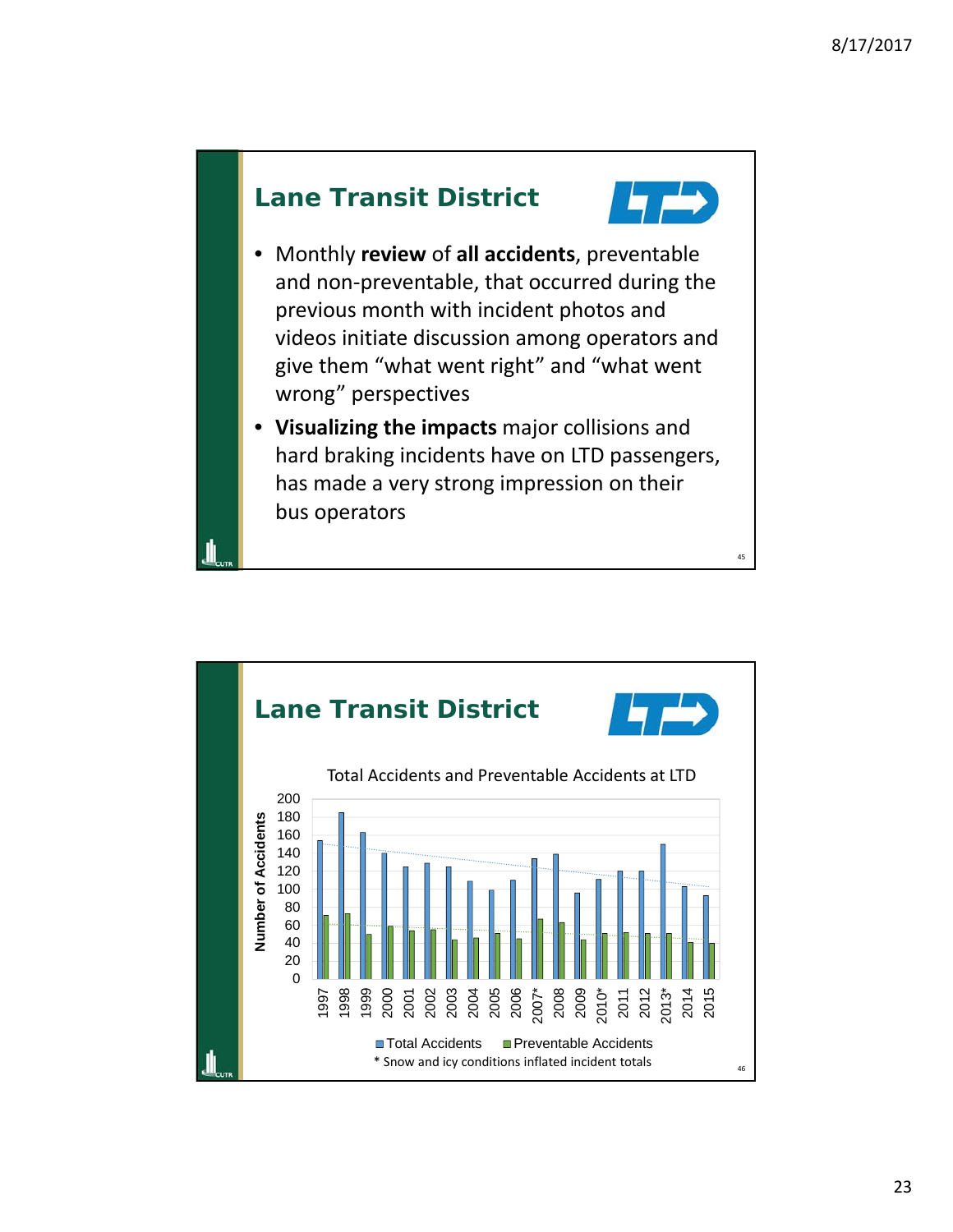## Lane Transit District

- Monthly **review** of **all accidents**, preventable and non-preventable, that occurred during the previous month with incident photos and videos initiate discussion among operators and give them "what went right" and "what went wrong" perspectives
- **Visualizing the impacts** major collisions and hard braking incidents have on LTD passengers, has made a very strong impression on their bus operators

## Lane Transit District

Total Accidents and Preventable Accidents at LTD

| Year | Total Accidents | Preventable Accidents |
|---|---|---|
| 1997 | 154 | 71 |
| 1998 | 185 | 73 |
| 1999 | 163 | 50 |
| 2000 | 140 | 59 |
| 2001 | 125 | 54 |
| 2002 | 129 | 55 |
| 2003 | 125 | 44 |
| 2004 | 109 | 46 |
| 2005 | 99 | 51 |
| 2006 | 110 | 45 |
| 2007* | 134 | 67 |
| 2008 | 139 | 63 |
| 2009 | 96 | 44 |
| 2010* | 111 | 51 |
| 2011 | 120 | 52 |
| 2012 | 120 | 51 |
| 2013* | 150 | 51 |
| 2014 | 103 | 41 |
| 2015 | 93 | 40 |

\* Snow and icy conditions inflated incident totals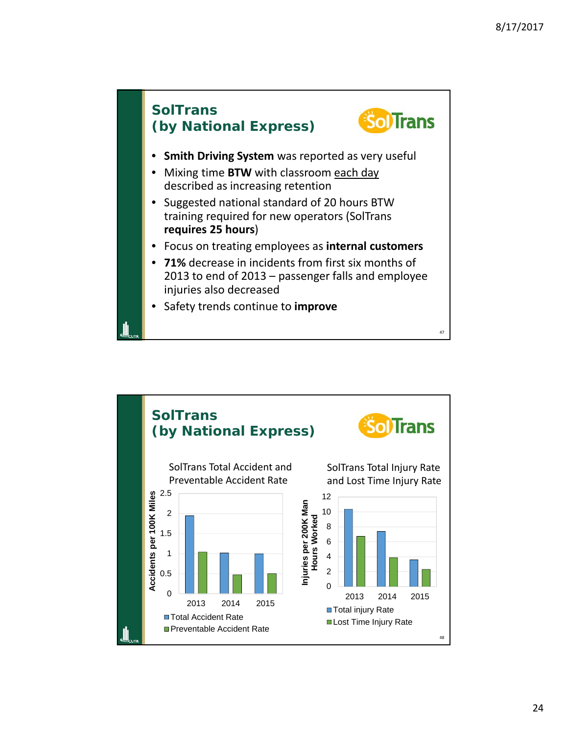## SolTrans (by National Express)

- **Smith Driving System** was reported as very useful
- Mixing time **BTW** with classroom each day described as increasing retention
- Suggested national standard of 20 hours BTW training required for new operators (SolTrans **requires 25 hours**)
- Focus on treating employees as **internal customers**
- **71%** decrease in incidents from first six months of 2013 to end of 2013 – passenger falls and employee injuries also decreased
- Safety trends continue to **improve**

## SolTrans (by National Express)

**SolTrans Total Accident and Preventable Accident Rate** (Accidents per 100K Miles)

| Year | Total Accident Rate | Preventable Accident Rate |
|---|---|---|
| 2013 | ~1.95 | ~1.05 |
| 2014 | ~1.02 | ~0.48 |
| 2015 | ~1.0 | ~0.5 |

**SolTrans Total Injury Rate and Lost Time Injury Rate** (Injuries per 200K Man Hours Worked)

| Year | Total injury Rate | Lost Time Injury Rate |
|---|---|---|
| 2013 | ~10.3 | ~6.7 |
| 2014 | ~7.4 | ~3.9 |
| 2015 | ~3.6 | ~2.3 |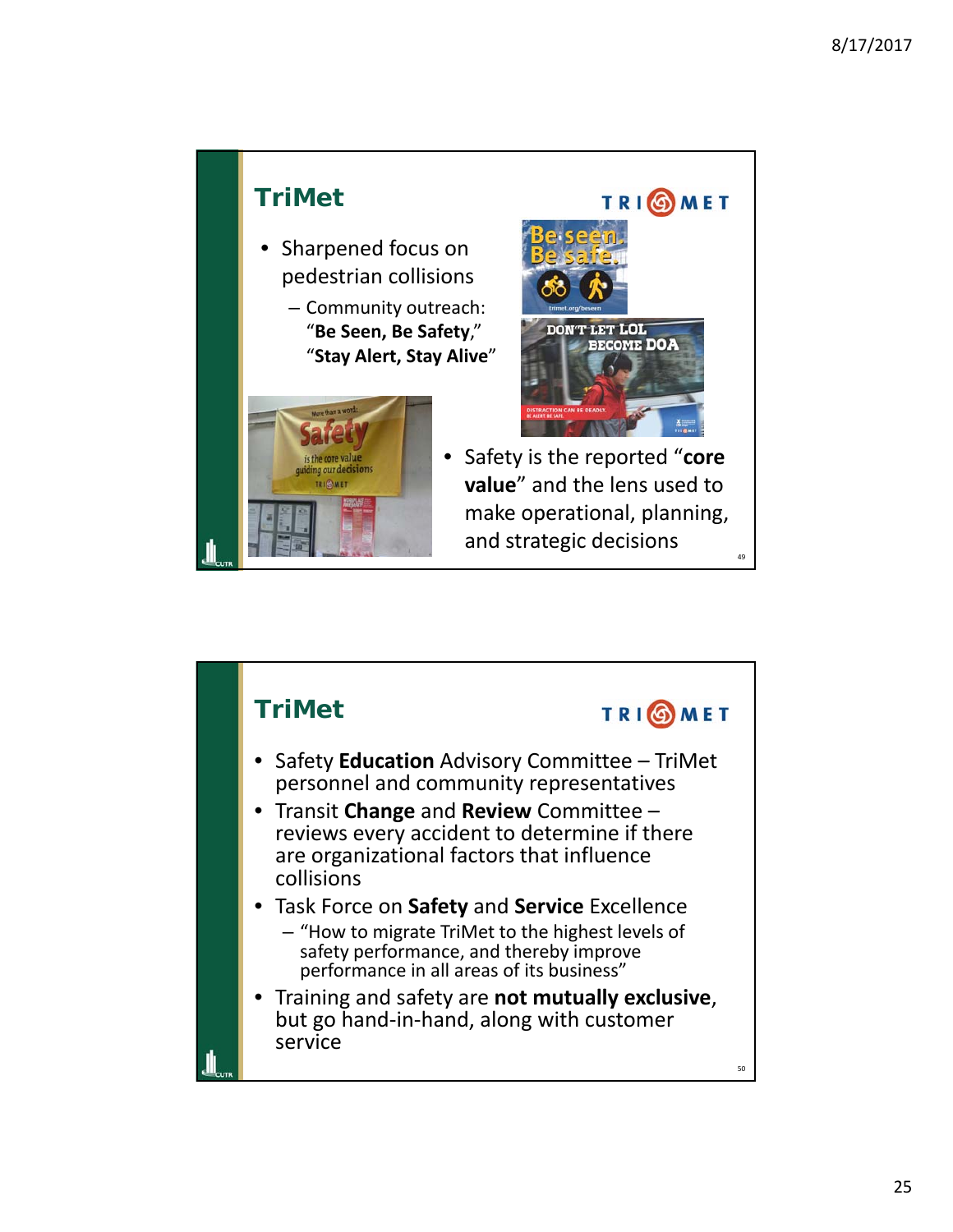## TriMet

- Sharpened focus on pedestrian collisions
  - Community outreach: "**Be Seen, Be Safety**," "**Stay Alert, Stay Alive**"
- Safety is the reported "**core value**" and the lens used to make operational, planning, and strategic decisions

## TriMet

- Safety **Education** Advisory Committee – TriMet personnel and community representatives
- Transit **Change** and **Review** Committee – reviews every accident to determine if there are organizational factors that influence collisions
- Task Force on **Safety** and **Service** Excellence
  - "How to migrate TriMet to the highest levels of safety performance, and thereby improve performance in all areas of its business"
- Training and safety are **not mutually exclusive**, but go hand-in-hand, along with customer service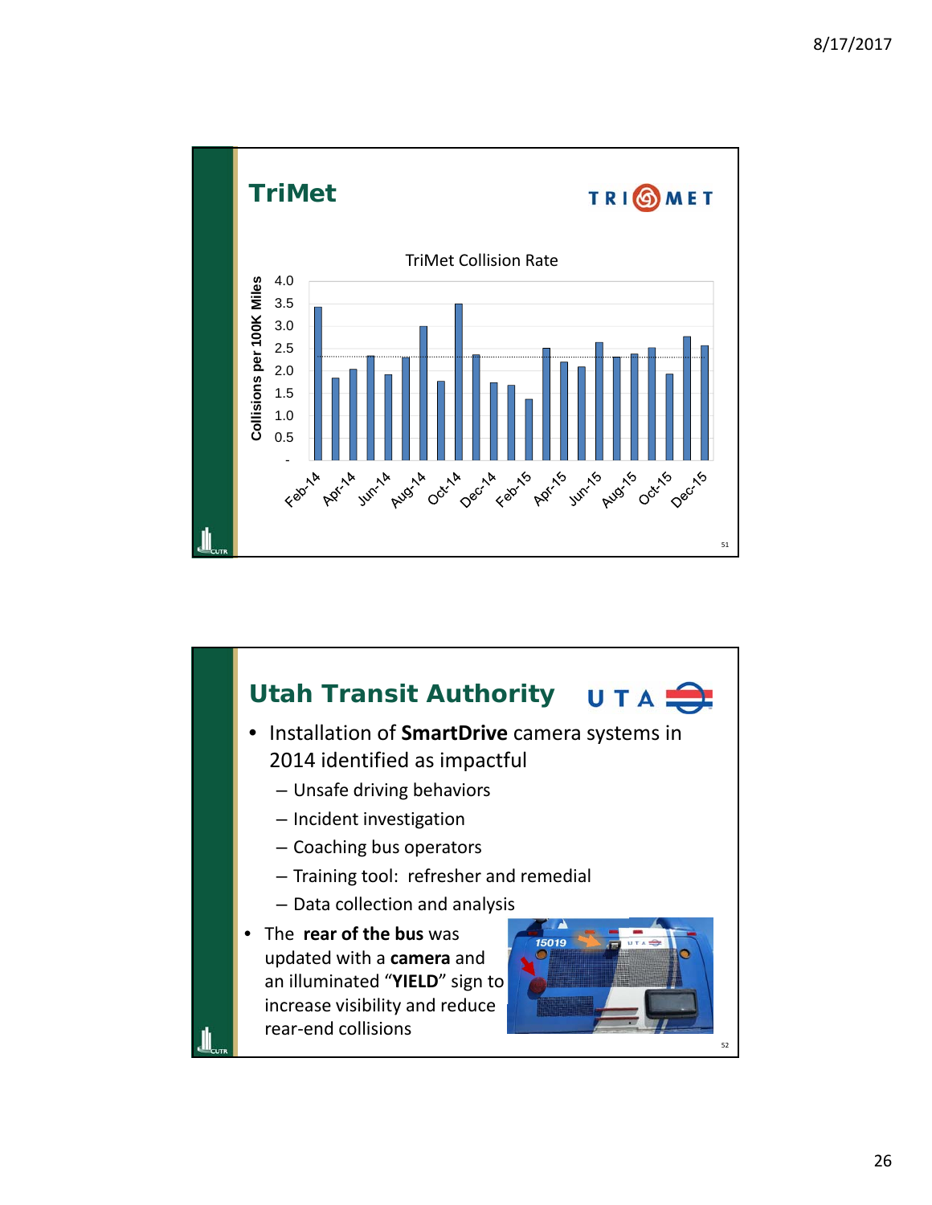## TriMet

TriMet Collision Rate

Collisions per 100K Miles

## Utah Transit Authority

- Installation of **SmartDrive** camera systems in 2014 identified as impactful
  - Unsafe driving behaviors
  - Incident investigation
  - Coaching bus operators
  - Training tool: refresher and remedial
  - Data collection and analysis
- The **rear of the bus** was updated with a **camera** and an illuminated "**YIELD**" sign to increase visibility and reduce rear-end collisions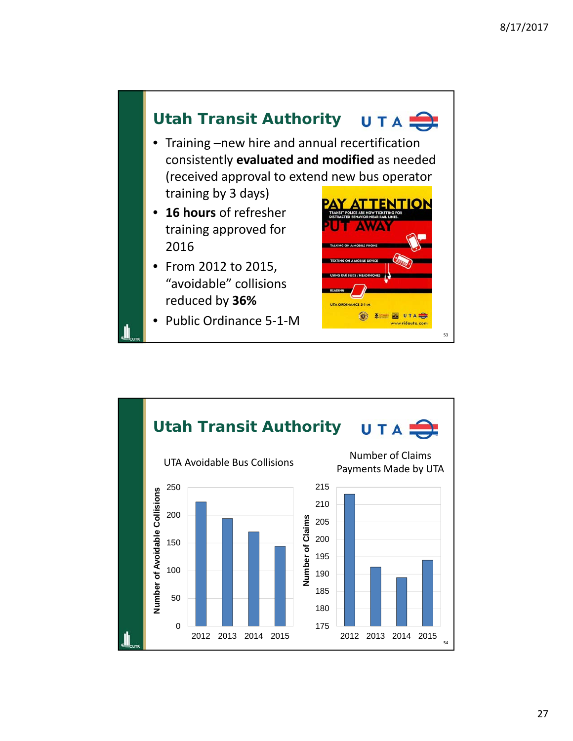## Utah Transit Authority

- Training –new hire and annual recertification consistently **evaluated and modified** as needed (received approval to extend new bus operator training by 3 days)
- **16 hours** of refresher training approved for 2016
- From 2012 to 2015, “avoidable” collisions reduced by **36%**
- Public Ordinance 5-1-M

PAY ATTENTION

TRANSIT POLICE ARE NOW TICKETING FOR DISTRACTED BEHAVIOR NEAR RAIL LINES.

PUT AWAY

TALKING ON A MOBILE PHONE

TEXTING ON A MOBILE DEVICE

USING EAR BUDS / HEADPHONES

READING

UTA ORDINANCE 5-1-M

www.rideuta.com

## Utah Transit Authority

**UTA Avoidable Bus Collisions**

| Year | Number of Avoidable Collisions (approx.) |
|---|---|
| 2012 | 224 |
| 2013 | 194 |
| 2014 | 170 |
| 2015 | 144 |

**Number of Claims Payments Made by UTA**

| Year | Number of Claims (approx.) |
|---|---|
| 2012 | 213 |
| 2013 | 192 |
| 2014 | 189 |
| 2015 | 194 |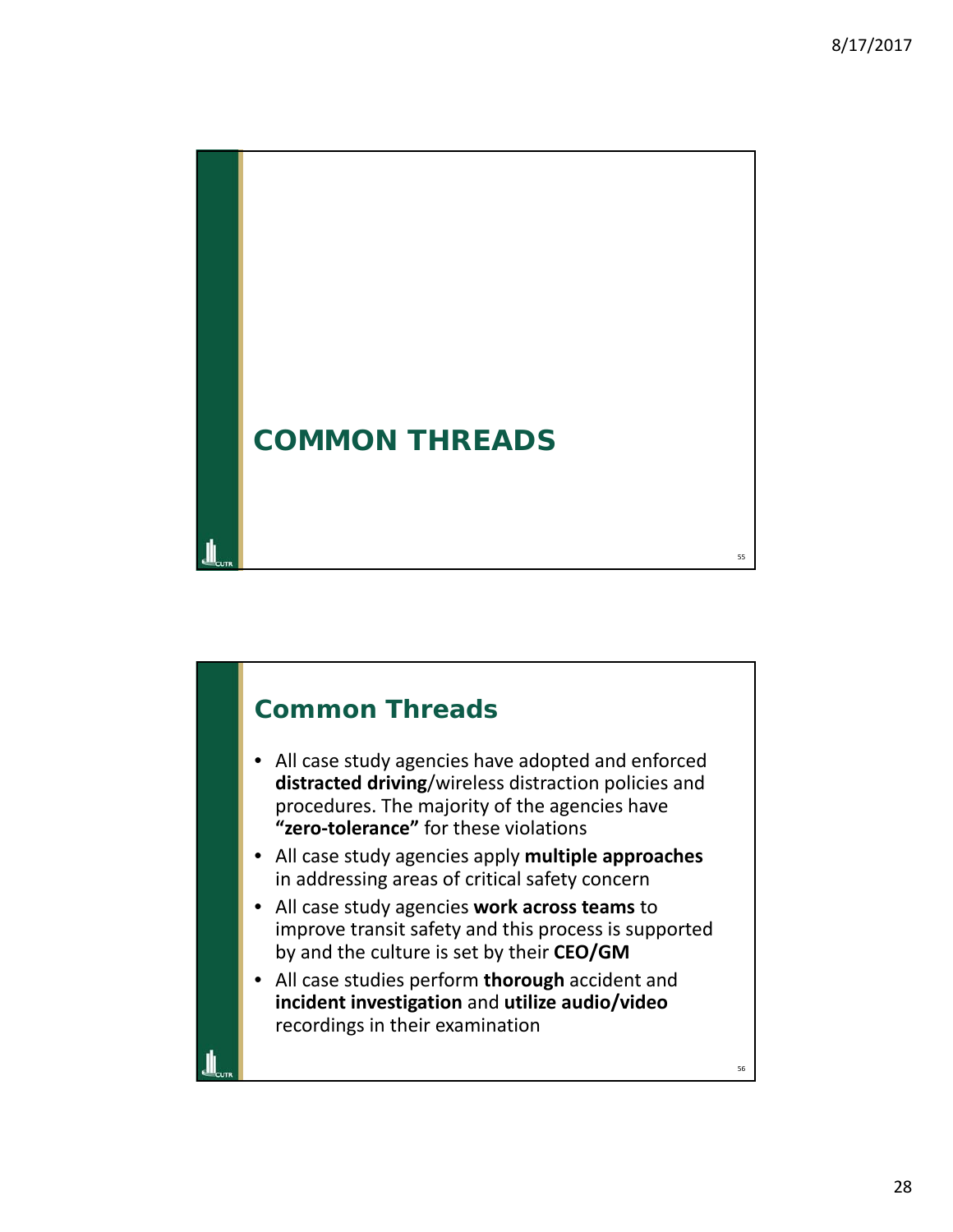# COMMON THREADS

## Common Threads

- All case study agencies have adopted and enforced **distracted driving**/wireless distraction policies and procedures. The majority of the agencies have **"zero-tolerance"** for these violations
- All case study agencies apply **multiple approaches** in addressing areas of critical safety concern
- All case study agencies **work across teams** to improve transit safety and this process is supported by and the culture is set by their **CEO/GM**
- All case studies perform **thorough** accident and **incident investigation** and **utilize audio/video** recordings in their examination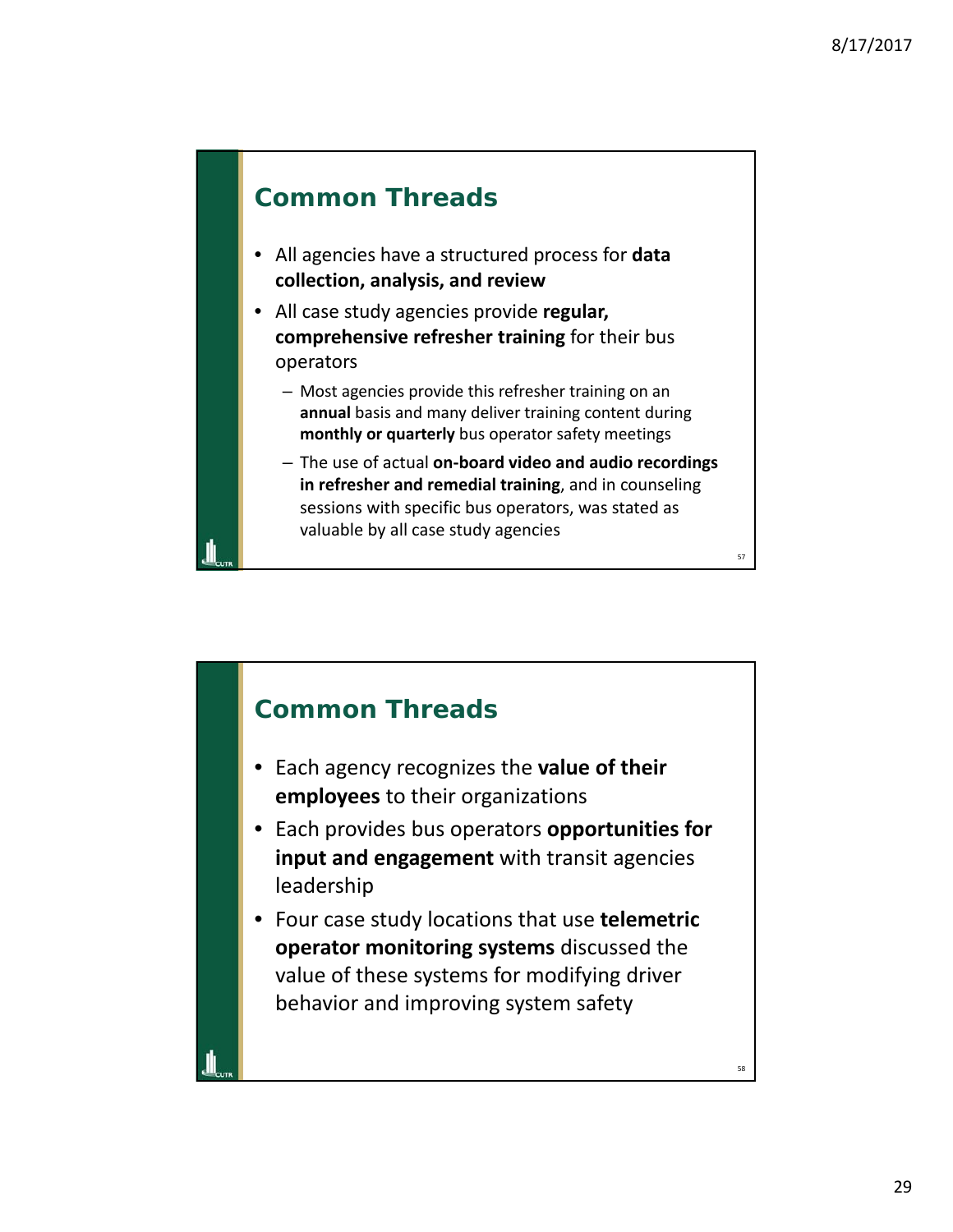## Common Threads

- All agencies have a structured process for **data collection, analysis, and review**
- All case study agencies provide **regular, comprehensive refresher training** for their bus operators
  - Most agencies provide this refresher training on an **annual** basis and many deliver training content during **monthly or quarterly** bus operator safety meetings
  - The use of actual **on-board video and audio recordings in refresher and remedial training**, and in counseling sessions with specific bus operators, was stated as valuable by all case study agencies

## Common Threads

- Each agency recognizes the **value of their employees** to their organizations
- Each provides bus operators **opportunities for input and engagement** with transit agencies leadership
- Four case study locations that use **telemetric operator monitoring systems** discussed the value of these systems for modifying driver behavior and improving system safety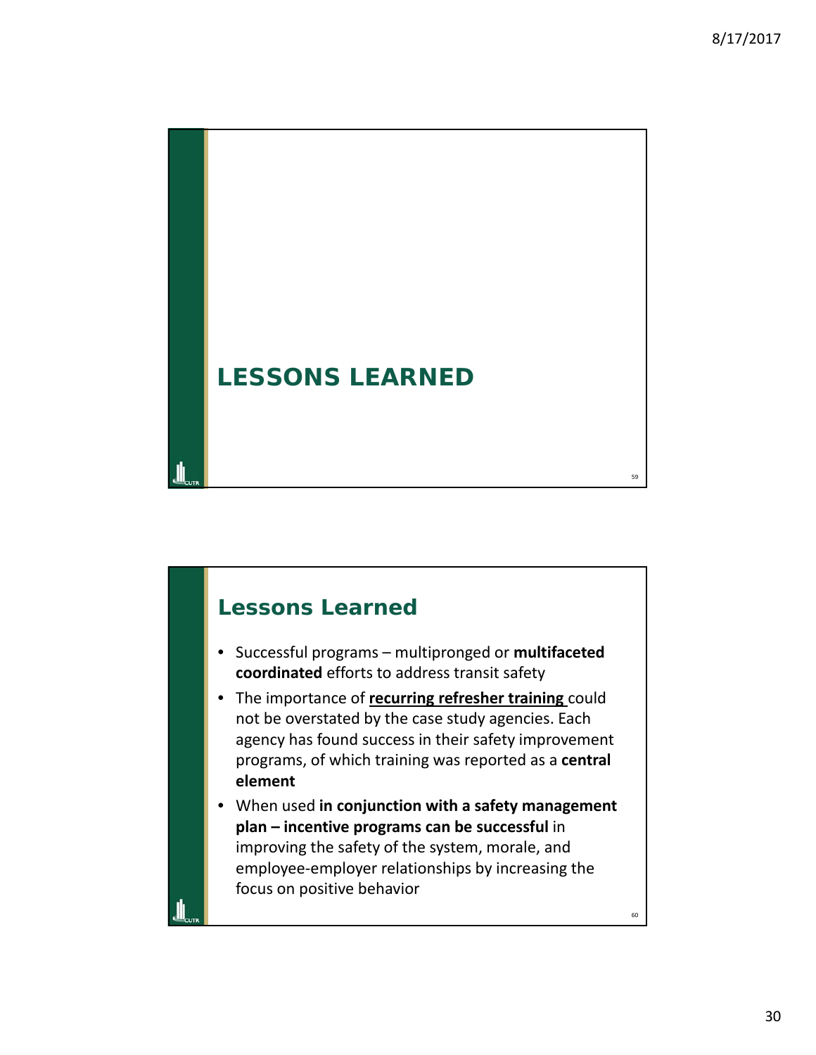# LESSONS LEARNED

## Lessons Learned

- Successful programs – multipronged or **multifaceted coordinated** efforts to address transit safety
- The importance of <u>**recurring refresher training**</u> could not be overstated by the case study agencies. Each agency has found success in their safety improvement programs, of which training was reported as a **central element**
- When used **in conjunction with a safety management plan – incentive programs can be successful** in improving the safety of the system, morale, and employee-employer relationships by increasing the focus on positive behavior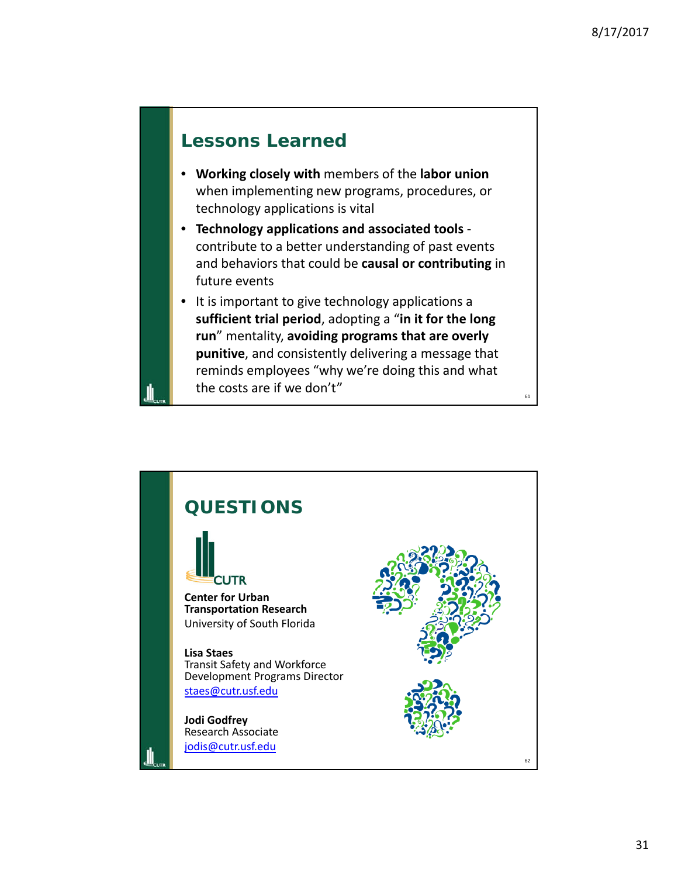## Lessons Learned

- **Working closely with** members of the **labor union** when implementing new programs, procedures, or technology applications is vital
- **Technology applications and associated tools** - contribute to a better understanding of past events and behaviors that could be **causal or contributing** in future events
- It is important to give technology applications a **sufficient trial period**, adopting a "**in it for the long run**" mentality, **avoiding programs that are overly punitive**, and consistently delivering a message that reminds employees "why we're doing this and what the costs are if we don't"

## QUESTIONS

CUTR

**Center for Urban Transportation Research**
University of South Florida

**Lisa Staes**
Transit Safety and Workforce Development Programs Director
staes@cutr.usf.edu

**Jodi Godfrey**
Research Associate
jodis@cutr.usf.edu